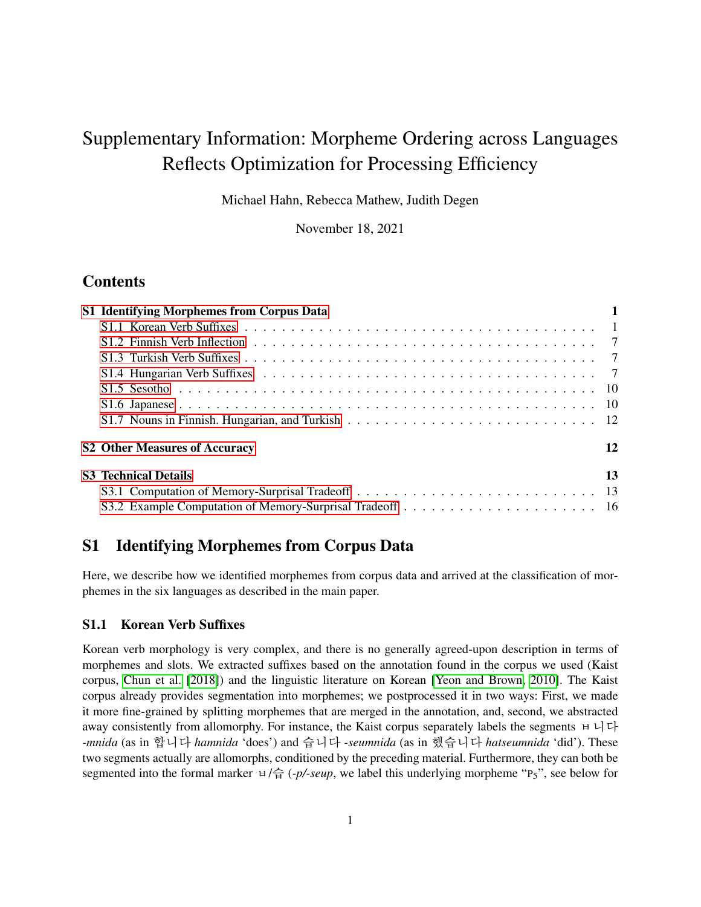# Supplementary Information: Morpheme Ordering across Languages Reflects Optimization for Processing Efficiency

Michael Hahn, Rebecca Mathew, Judith Degen

November 18, 2021

## Contents

- **S1 Identifying Morphemes from Corpus Data** — 1
  - S1.1 Korean Verb Suffixes — 1
  - S1.2 Finnish Verb Inflection — 7
  - S1.3 Turkish Verb Suffixes — 7
  - S1.4 Hungarian Verb Suffixes — 7
  - S1.5 Sesotho — 10
  - S1.6 Japanese — 10
  - S1.7 Nouns in Finnish. Hungarian, and Turkish — 12
- **S2 Other Measures of Accuracy** — 12
- **S3 Technical Details** — 13
  - S3.1 Computation of Memory-Surprisal Tradeoff — 13
  - S3.2 Example Computation of Memory-Surprisal Tradeoff — 16

## S1 Identifying Morphemes from Corpus Data

Here, we describe how we identified morphemes from corpus data and arrived at the classification of morphemes in the six languages as described in the main paper.

### S1.1 Korean Verb Suffixes

Korean verb morphology is very complex, and there is no generally agreed-upon description in terms of morphemes and slots. We extracted suffixes based on the annotation found in the corpus we used (Kaist corpus, Chun et al. [2018]) and the linguistic literature on Korean [Yeon and Brown, 2010]. The Kaist corpus already provides segmentation into morphemes; we postprocessed it in two ways: First, we made it more fine-grained by splitting morphemes that are merged in the annotation, and, second, we abstracted away consistently from allomorphy. For instance, the Kaist corpus separately labels the segments ㅂ니다 *-mnida* (as in 합니다 *hamnida* 'does') and 습니다 *-seumnida* (as in 했습니다 *hatseumnida* 'did'). These two segments actually are allomorphs, conditioned by the preceding material. Furthermore, they can both be segmented into the formal marker ㅂ/습 (*-p/-seup*, we label this underlying morpheme "$\text{P}_5$", see below for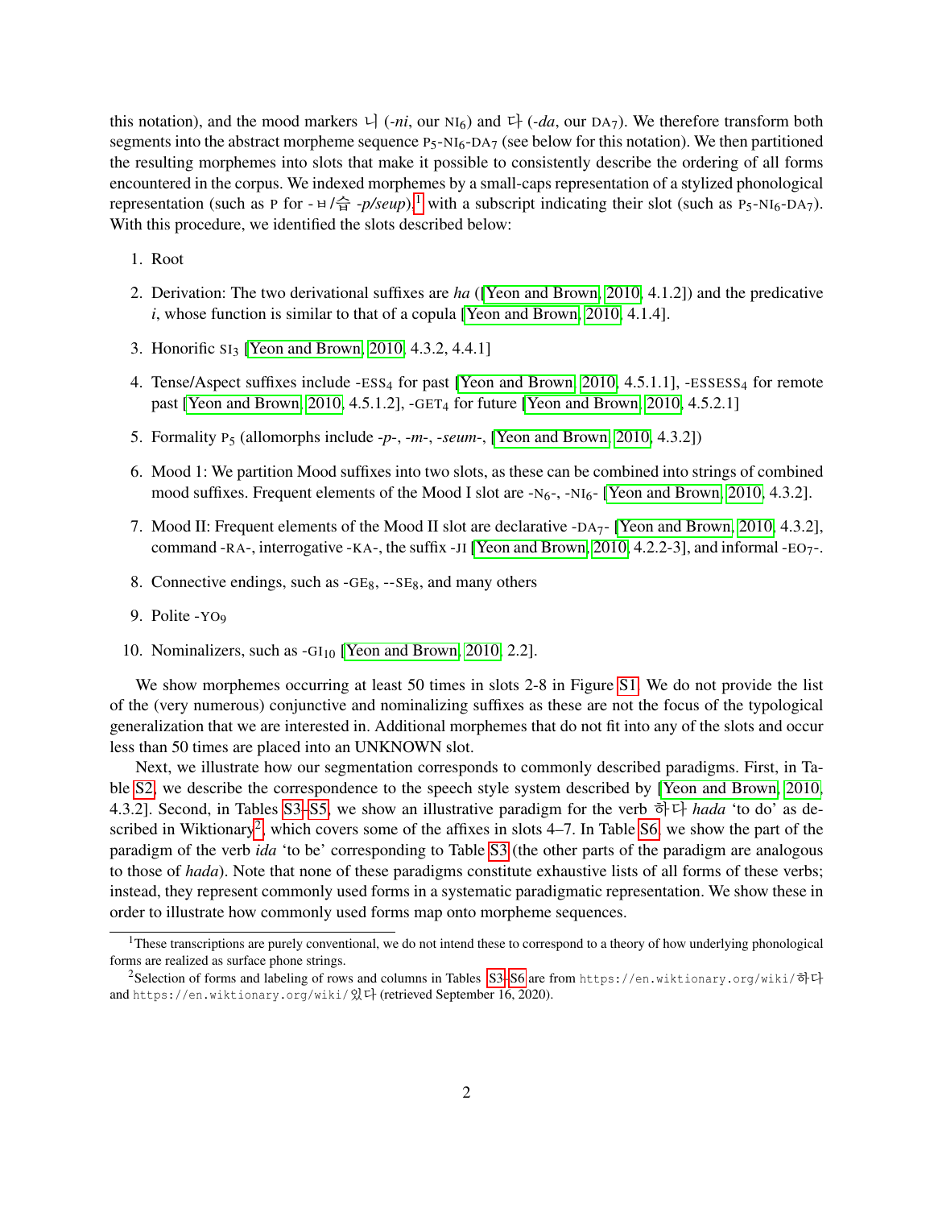this notation), and the mood markers 니 (*-ni*, our $\text{NI}_6$) and 다 (*-da*, our $\text{DA}_7$). We therefore transform both segments into the abstract morpheme sequence $\text{P}_5$-$\text{NI}_6$-$\text{DA}_7$ (see below for this notation). We then partitioned the resulting morphemes into slots that make it possible to consistently describe the ordering of all forms encountered in the corpus. We indexed morphemes by a small-caps representation of a stylized phonological representation (such as P for -ㅂ/습 *-p/seup*).[1] with a subscript indicating their slot (such as $\text{P}_5$-$\text{NI}_6$-$\text{DA}_7$). With this procedure, we identified the slots described below:

1. Root
2. Derivation: The two derivational suffixes are *ha* ([Yeon and Brown, 2010, 4.1.2]) and the predicative *i*, whose function is similar to that of a copula [Yeon and Brown, 2010, 4.1.4].
3. Honorific $\text{SI}_3$ [Yeon and Brown, 2010, 4.3.2, 4.4.1]
4. Tense/Aspect suffixes include -$\text{ESS}_4$ for past [Yeon and Brown, 2010, 4.5.1.1], -$\text{ESSESS}_4$ for remote past [Yeon and Brown, 2010, 4.5.1.2], -$\text{GET}_4$ for future [Yeon and Brown, 2010, 4.5.2.1]
5. Formality $\text{P}_5$ (allomorphs include *-p-*, *-m-*, *-seum-*, [Yeon and Brown, 2010, 4.3.2])
6. Mood 1: We partition Mood suffixes into two slots, as these can be combined into strings of combined mood suffixes. Frequent elements of the Mood I slot are -$\text{N}_6$-, -$\text{NI}_6$- [Yeon and Brown, 2010, 4.3.2].
7. Mood II: Frequent elements of the Mood II slot are declarative -$\text{DA}_7$- [Yeon and Brown, 2010, 4.3.2], command -RA-, interrogative -KA-, the suffix -JI [Yeon and Brown, 2010, 4.2.2-3], and informal -$\text{EO}_7$-.
8. Connective endings, such as -$\text{GE}_8$, --$\text{SE}_8$, and many others
9. Polite -$\text{YO}_9$
10. Nominalizers, such as -$\text{GI}_{10}$ [Yeon and Brown, 2010, 2.2].

We show morphemes occurring at least 50 times in slots 2-8 in Figure S1. We do not provide the list of the (very numerous) conjunctive and nominalizing suffixes as these are not the focus of the typological generalization that we are interested in. Additional morphemes that do not fit into any of the slots and occur less than 50 times are placed into an UNKNOWN slot.

Next, we illustrate how our segmentation corresponds to commonly described paradigms. First, in Table S2, we describe the correspondence to the speech style system described by [Yeon and Brown, 2010, 4.3.2]. Second, in Tables S3–S5, we show an illustrative paradigm for the verb 하다 *hada* 'to do' as described in Wiktionary[2], which covers some of the affixes in slots 4–7. In Table S6, we show the part of the paradigm of the verb *ida* 'to be' corresponding to Table S3 (the other parts of the paradigm are analogous to those of *hada*). Note that none of these paradigms constitute exhaustive lists of all forms of these verbs; instead, they represent commonly used forms in a systematic paradigmatic representation. We show these in order to illustrate how commonly used forms map onto morpheme sequences.

[1] These transcriptions are purely conventional, we do not intend these to correspond to a theory of how underlying phonological forms are realized as surface phone strings.

[2] Selection of forms and labeling of rows and columns in Tables S3-S6 are from https://en.wiktionary.org/wiki/하다 and https://en.wiktionary.org/wiki/있다 (retrieved September 16, 2020).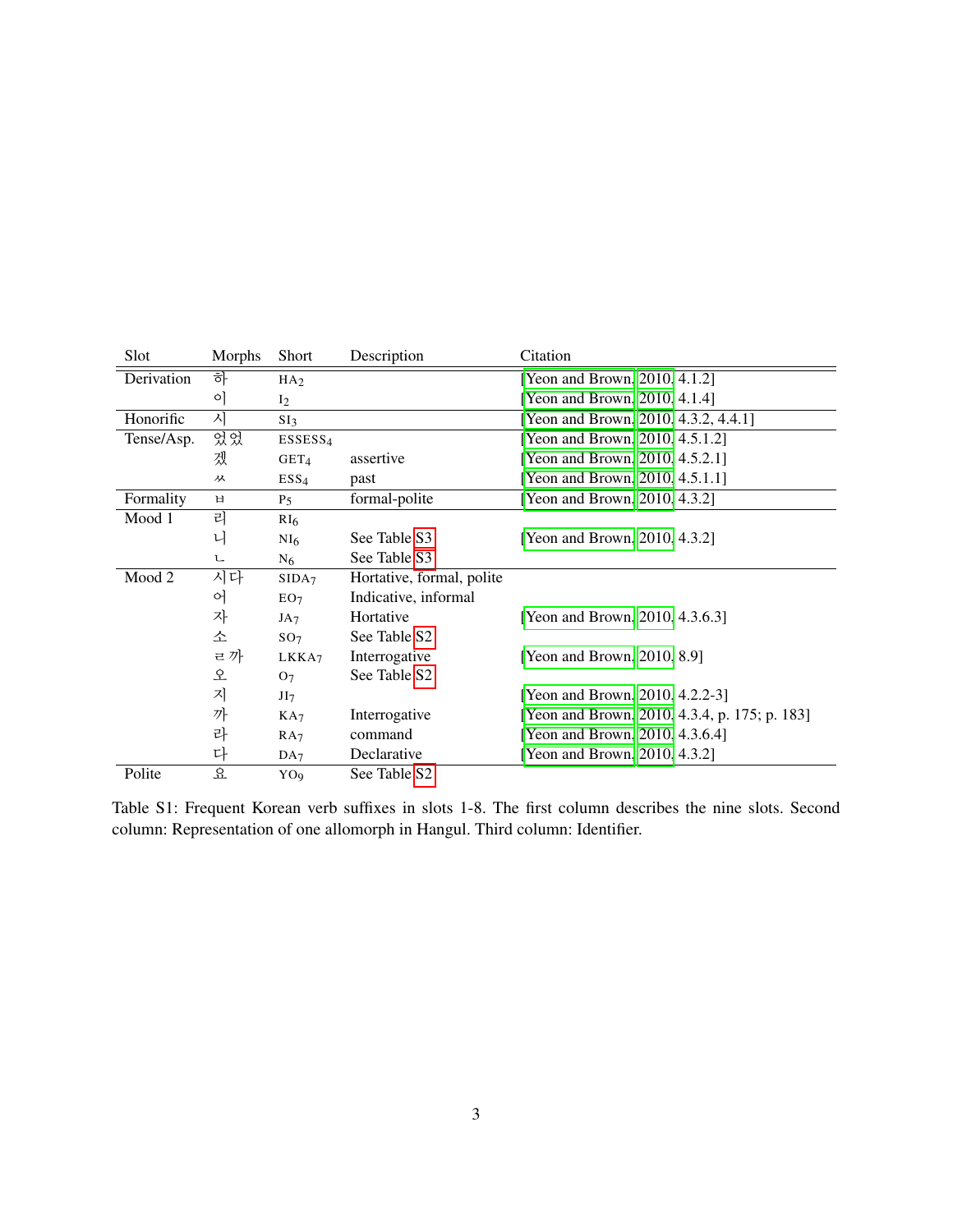| Slot | Morphs | Short | Description | Citation |
|---|---|---|---|---|
| Derivation | 하 | $HA_2$ | | [Yeon and Brown, 2010, 4.1.2] |
| | 이 | $I_2$ | | [Yeon and Brown, 2010, 4.1.4] |
| Honorific | 시 | $SI_3$ | | [Yeon and Brown, 2010, 4.3.2, 4.4.1] |
| Tense/Asp. | 었었 | $ESSESS_4$ | | [Yeon and Brown, 2010, 4.5.1.2] |
| | 겠 | $GET_4$ | assertive | [Yeon and Brown, 2010, 4.5.2.1] |
| | ㅆ | $ESS_4$ | past | [Yeon and Brown, 2010, 4.5.1.1] |
| Formality | ㅂ | $P_5$ | formal-polite | [Yeon and Brown, 2010, 4.3.2] |
| Mood 1 | 리 | $RI_6$ | | |
| | 니 | $NI_6$ | See Table S3 | [Yeon and Brown, 2010, 4.3.2] |
| | ㄴ | $N_6$ | See Table S3 | |
| Mood 2 | 시다 | $SIDA_7$ | Hortative, formal, polite | |
| | 어 | $EO_7$ | Indicative, informal | |
| | 자 | $JA_7$ | Hortative | [Yeon and Brown, 2010, 4.3.6.3] |
| | 소 | $SO_7$ | See Table S2 | |
| | ㄹ까 | $LKKA_7$ | Interrogative | [Yeon and Brown, 2010, 8.9] |
| | 오 | $O_7$ | See Table S2 | |
| | 지 | $JI_7$ | | [Yeon and Brown, 2010, 4.2.2-3] |
| | 까 | $KA_7$ | Interrogative | [Yeon and Brown, 2010, 4.3.4, p. 175; p. 183] |
| | 라 | $RA_7$ | command | [Yeon and Brown, 2010, 4.3.6.4] |
| | 다 | $DA_7$ | Declarative | [Yeon and Brown, 2010, 4.3.2] |
| Polite | 요 | $YO_9$ | See Table S2 | |

Table S1: Frequent Korean verb suffixes in slots 1-8. The first column describes the nine slots. Second column: Representation of one allomorph in Hangul. Third column: Identifier.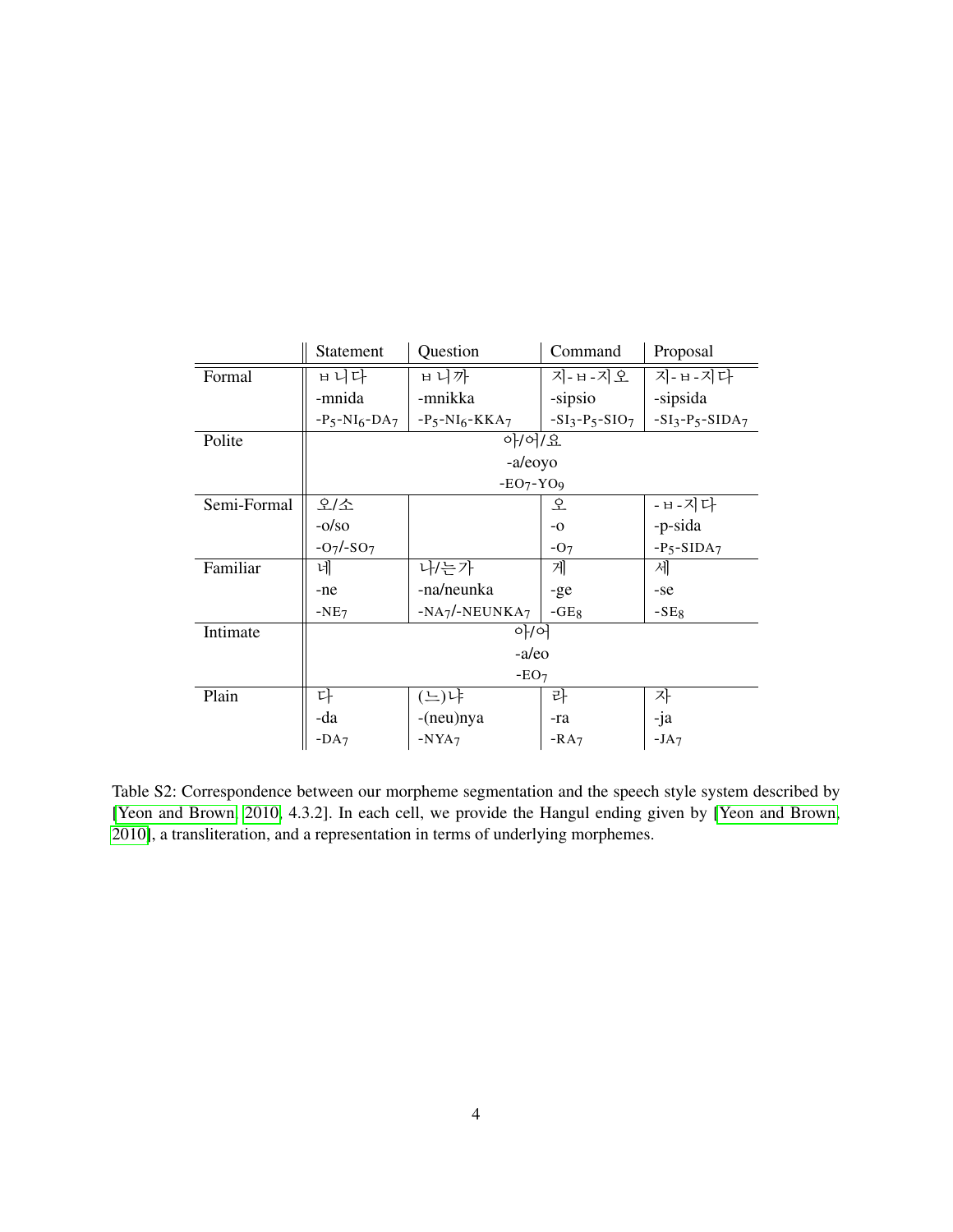| | Statement | Question | Command | Proposal |
|---|---|---|---|---|
| Formal | ㅂ니다<br>-mnida<br>-$P_5$-$NI_6$-$DA_7$ | ㅂ니까<br>-mnikka<br>-$P_5$-$NI_6$-$KKA_7$ | 지-ㅂ-지오<br>-sipsio<br>-$SI_3$-$P_5$-$SIO_7$ | 지-ㅂ-지다<br>-sipsida<br>-$SI_3$-$P_5$-$SIDA_7$ |
| Polite | 아/어/요<br>-a/eoyo<br>-$EO_7$-$YO_9$ | | | |
| Semi-Formal | 오/소<br>-o/so<br>-$O_7$/-$SO_7$ | | 오<br>-o<br>-$O_7$ | -ㅂ-지다<br>-p-sida<br>-$P_5$-$SIDA_7$ |
| Familiar | 네<br>-ne<br>-$NE_7$ | 나/는가<br>-na/neunka<br>-$NA_7$/-$NEUNKA_7$ | 게<br>-ge<br>-$GE_8$ | 세<br>-se<br>-$SE_8$ |
| Intimate | 아/어<br>-a/eo<br>-$EO_7$ | | | |
| Plain | 다<br>-da<br>-$DA_7$ | (느)냐<br>-(neu)nya<br>-$NYA_7$ | 라<br>-ra<br>-$RA_7$ | 자<br>-ja<br>-$JA_7$ |

Table S2: Correspondence between our morpheme segmentation and the speech style system described by [Yeon and Brown, 2010, 4.3.2]. In each cell, we provide the Hangul ending given by [Yeon and Brown, 2010], a transliteration, and a representation in terms of underlying morphemes.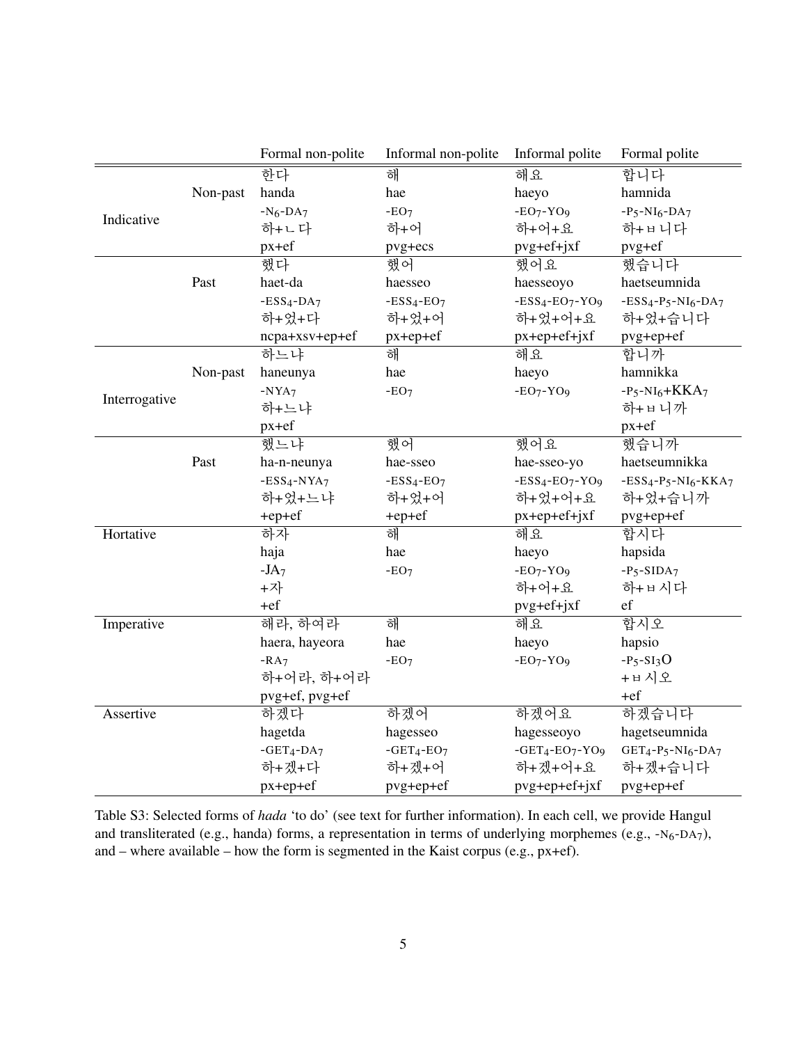| | | Formal non-polite | Informal non-polite | Informal polite | Formal polite |
|---|---|---|---|---|---|
| Indicative | Non-past | 한다<br>handa<br>$-N_6-DA_7$<br>하+ㄴ다<br>px+ef | 해<br>hae<br>$-EO_7$<br>하+어<br>pvg+ecs | 해요<br>haeyo<br>$-EO_7-YO_9$<br>하+어+요<br>pvg+ef+jxf | 합니다<br>hamnida<br>$-P_5-NI_6-DA_7$<br>하+ㅂ니다<br>pvg+ef |
| | Past | 했다<br>haet-da<br>$-ESS_4-DA_7$<br>하+었+다<br>ncpa+xsv+ep+ef | 했어<br>haesseo<br>$-ESS_4-EO_7$<br>하+었+어<br>px+ep+ef | 했어요<br>haesseoyo<br>$-ESS_4-EO_7-YO_9$<br>하+었+어+요<br>px+ep+ef+jxf | 했습니다<br>haetseumnida<br>$-ESS_4-P_5-NI_6-DA_7$<br>하+었+습니다<br>pvg+ep+ef |
| Interrogative | Non-past | 하느냐<br>haneunya<br>$-NYA_7$<br>하+느냐<br>px+ef | 해<br>hae<br>$-EO_7$ | 해요<br>haeyo<br>$-EO_7-YO_9$ | 합니까<br>hamnikka<br>$-P_5-NI_6+KKA_7$<br>하+ㅂ니까<br>px+ef |
| | Past | 했느냐<br>ha-n-neunya<br>$-ESS_4-NYA_7$<br>하+었+느냐<br>+ep+ef | 했어<br>hae-sseo<br>$-ESS_4-EO_7$<br>하+었+어<br>+ep+ef | 했어요<br>hae-sseo-yo<br>$-ESS_4-EO_7-YO_9$<br>하+었+어+요<br>px+ep+ef+jxf | 했습니까<br>haetseumnikka<br>$-ESS_4-P_5-NI_6-KKA_7$<br>하+었+습니까<br>pvg+ep+ef |
| Hortative | | 하자<br>haja<br>$-JA_7$<br>+자<br>+ef | 해<br>hae<br>$-EO_7$ | 해요<br>haeyo<br>$-EO_7-YO_9$<br>하+어+요<br>pvg+ef+jxf | 합시다<br>hapsida<br>$-P_5-SIDA_7$<br>하+ㅂ시다<br>ef |
| Imperative | | 해라, 하여라<br>haera, hayeora<br>$-RA_7$<br>하+어라, 하+어라<br>pvg+ef, pvg+ef | 해<br>hae<br>$-EO_7$ | 해요<br>haeyo<br>$-EO_7-YO_9$ | 합시오<br>hapsio<br>$-P_5-SI_3O$<br>+ㅂ시오<br>+ef |
| Assertive | | 하겠다<br>hagetda<br>$-GET_4-DA_7$<br>하+겠+다<br>px+ep+ef | 하겠어<br>hagesseo<br>$-GET_4-EO_7$<br>하+겠+어<br>pvg+ep+ef | 하겠어요<br>hagesseoyo<br>$-GET_4-EO_7-YO_9$<br>하+겠+어+요<br>pvg+ep+ef+jxf | 하겠습니다<br>hagetseumnida<br>$GET_4-P_5-NI_6-DA_7$<br>하+겠+습니다<br>pvg+ep+ef |

Table S3: Selected forms of *hada* 'to do' (see text for further information). In each cell, we provide Hangul and transliterated (e.g., handa) forms, a representation in terms of underlying morphemes (e.g., $-N_6-DA_7$), and – where available – how the form is segmented in the Kaist corpus (e.g., px+ef).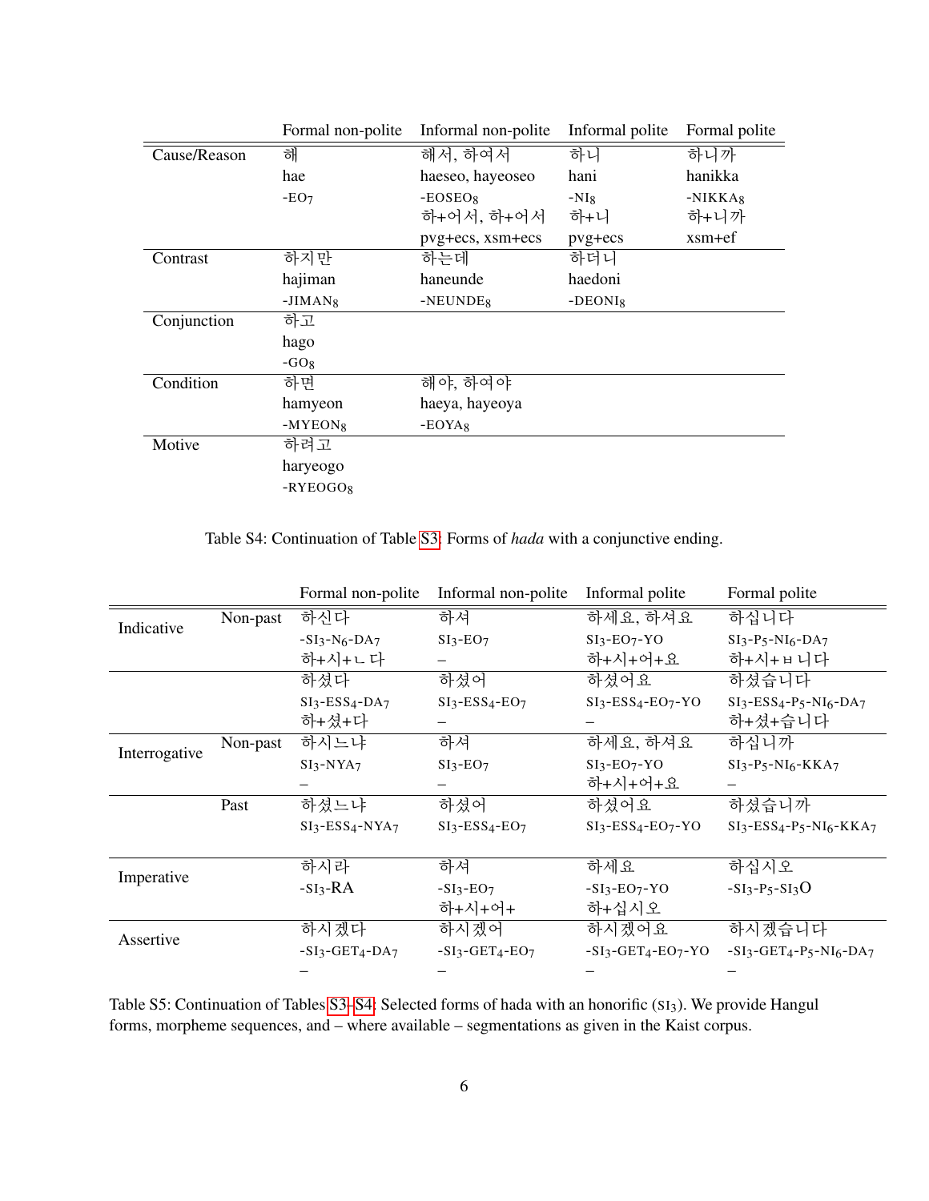| | Formal non-polite | Informal non-polite | Informal polite | Formal polite |
|---|---|---|---|---|
| Cause/Reason | 해 | 해서, 하여서 | 하니 | 하니까 |
| | hae | haeseo, hayeoseo | hani | hanikka |
| | -EO$_7$ | -EOSEO$_8$ | -NI$_8$ | -NIKKA$_8$ |
| | | 하+어서, 하+어서 | 하+니 | 하+니까 |
| | | pvg+ecs, xsm+ecs | pvg+ecs | xsm+ef |
| Contrast | 하지만 | 하는데 | 하더니 | |
| | hajiman | haneunde | haedoni | |
| | -JIMAN$_8$ | -NEUNDE$_8$ | -DEONI$_8$ | |
| Conjunction | 하고 | | | |
| | hago | | | |
| | -GO$_8$ | | | |
| Condition | 하면 | 해야, 하여야 | | |
| | hamyeon | haeya, hayeoya | | |
| | -MYEON$_8$ | -EOYA$_8$ | | |
| Motive | 하려고 | | | |
| | haryeogo | | | |
| | -RYEOGO$_8$ | | | |

Table S4: Continuation of Table S3: Forms of *hada* with a conjunctive ending.

| | | Formal non-polite | Informal non-polite | Informal polite | Formal polite |
|---|---|---|---|---|---|
| Indicative | Non-past | 하신다 | 하셔 | 하세요, 하셔요 | 하십니다 |
| | | -SI$_3$-N$_6$-DA$_7$ | SI$_3$-EO$_7$ | SI$_3$-EO$_7$-YO | SI$_3$-P$_5$-NI$_6$-DA$_7$ |
| | | 하+시+ㄴ다 | – | 하+시+어+요 | 하+시+ㅂ니다 |
| | | 하셨다 | 하셨어 | 하셨어요 | 하셨습니다 |
| | | SI$_3$-ESS$_4$-DA$_7$ | SI$_3$-ESS$_4$-EO$_7$ | SI$_3$-ESS$_4$-EO$_7$-YO | SI$_3$-ESS$_4$-P$_5$-NI$_6$-DA$_7$ |
| | | 하+셨+다 | – | – | 하+셨+습니다 |
| Interrogative | Non-past | 하시느냐 | 하셔 | 하세요, 하셔요 | 하십니까 |
| | | SI$_3$-NYA$_7$ | SI$_3$-EO$_7$ | SI$_3$-EO$_7$-YO | SI$_3$-P$_5$-NI$_6$-KKA$_7$ |
| | | – | – | 하+시+어+요 | – |
| | Past | 하셨느냐 | 하셨어 | 하셨어요 | 하셨습니까 |
| | | SI$_3$-ESS$_4$-NYA$_7$ | SI$_3$-ESS$_4$-EO$_7$ | SI$_3$-ESS$_4$-EO$_7$-YO | SI$_3$-ESS$_4$-P$_5$-NI$_6$-KKA$_7$ |
| Imperative | | 하시라 | 하셔 | 하세요 | 하십시오 |
| | | -SI$_3$-RA | -SI$_3$-EO$_7$ | -SI$_3$-EO$_7$-YO | -SI$_3$-P$_5$-SI$_3$O |
| | | | 하+시+어+ | 하+십시오 | |
| Assertive | | 하시겠다 | 하시겠어 | 하시겠어요 | 하시겠습니다 |
| | | -SI$_3$-GET$_4$-DA$_7$ | -SI$_3$-GET$_4$-EO$_7$ | -SI$_3$-GET$_4$-EO$_7$-YO | -SI$_3$-GET$_4$-P$_5$-NI$_6$-DA$_7$ |
| | | – | – | – | – |

Table S5: Continuation of Tables S3–S4: Selected forms of hada with an honorific (SI$_3$). We provide Hangul forms, morpheme sequences, and – where available – segmentations as given in the Kaist corpus.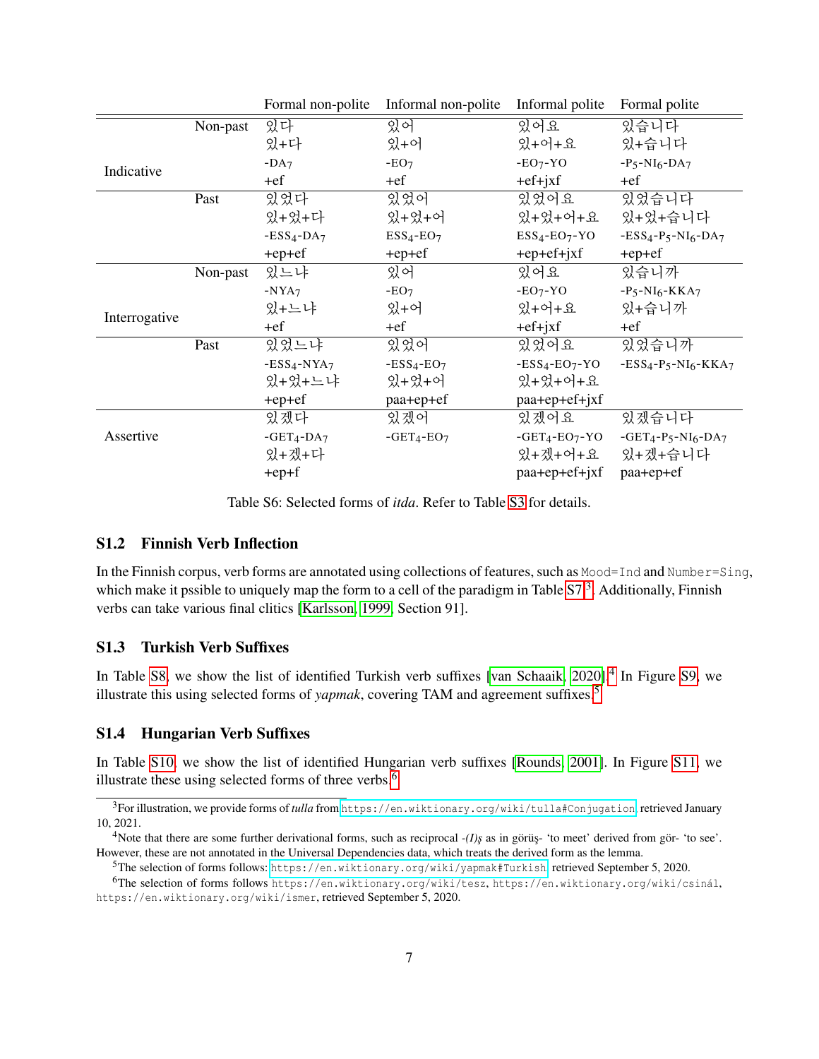| | | Formal non-polite | Informal non-polite | Informal polite | Formal polite |
|---|---|---|---|---|---|
| Indicative | Non-past | 있다<br>있+다<br>-DA$_7$<br>+ef | 있어<br>있+어<br>-EO$_7$<br>+ef | 있어요<br>있+어+요<br>-EO$_7$-YO<br>+ef+jxf | 있습니다<br>있+습니다<br>-P$_5$-NI$_6$-DA$_7$<br>+ef |
| | Past | 있었다<br>있+었+다<br>-ESS$_4$-DA$_7$<br>+ep+ef | 있었어<br>있+었+어<br>ESS$_4$-EO$_7$<br>+ep+ef | 있었어요<br>있+었+어+요<br>ESS$_4$-EO$_7$-YO<br>+ep+ef+jxf | 있었습니다<br>있+었+습니다<br>-ESS$_4$-P$_5$-NI$_6$-DA$_7$<br>+ep+ef |
| Interrogative | Non-past | 있느냐<br>-NYA$_7$<br>있+느냐<br>+ef | 있어<br>-EO$_7$<br>있+어<br>+ef | 있어요<br>-EO$_7$-YO<br>있+어+요<br>+ef+jxf | 있습니까<br>-P$_5$-NI$_6$-KKA$_7$<br>있+습니까<br>+ef |
| | Past | 있었느냐<br>-ESS$_4$-NYA$_7$<br>있+었+느냐<br>+ep+ef | 있었어<br>-ESS$_4$-EO$_7$<br>있+었+어<br>paa+ep+ef | 있었어요<br>-ESS$_4$-EO$_7$-YO<br>있+었+어+요<br>paa+ep+ef+jxf | 있었습니까<br>-ESS$_4$-P$_5$-NI$_6$-KKA$_7$ |
| Assertive | | 있겠다<br>-GET$_4$-DA$_7$<br>있+겠+다<br>+ep+f | 있겠어<br>-GET$_4$-EO$_7$ | 있겠어요<br>-GET$_4$-EO$_7$-YO<br>있+겠+어+요<br>paa+ep+ef+jxf | 있겠습니다<br>-GET$_4$-P$_5$-NI$_6$-DA$_7$<br>있+겠+습니다<br>paa+ep+ef |

Table S6: Selected forms of *itda*. Refer to Table S3 for details.

## S1.2 Finnish Verb Inflection

In the Finnish corpus, verb forms are annotated using collections of features, such as `Mood=Ind` and `Number=Sing`, which make it pssible to uniquely map the form to a cell of the paradigm in Table S7[3]. Additionally, Finnish verbs can take various final clitics [Karlsson, 1999, Section 91].

## S1.3 Turkish Verb Suffixes

In Table S8, we show the list of identified Turkish verb suffixes [van Schaaik, 2020].[4] In Figure S9, we illustrate this using selected forms of *yapmak*, covering TAM and agreement suffixes.[5]

## S1.4 Hungarian Verb Suffixes

In Table S10, we show the list of identified Hungarian verb suffixes [Rounds, 2001]. In Figure S11, we illustrate these using selected forms of three verbs.[6]

[3] For illustration, we provide forms of *tulla* from https://en.wiktionary.org/wiki/tulla#Conjugation, retrieved January 10, 2021.

[4] Note that there are some further derivational forms, such as reciprocal *-(I)ş* as in görüş- 'to meet' derived from gör- 'to see'. However, these are not annotated in the Universal Dependencies data, which treats the derived form as the lemma.

[5] The selection of forms follows: https://en.wiktionary.org/wiki/yapmak#Turkish, retrieved September 5, 2020.

[6] The selection of forms follows https://en.wiktionary.org/wiki/tesz, https://en.wiktionary.org/wiki/csinál, https://en.wiktionary.org/wiki/ismer, retrieved September 5, 2020.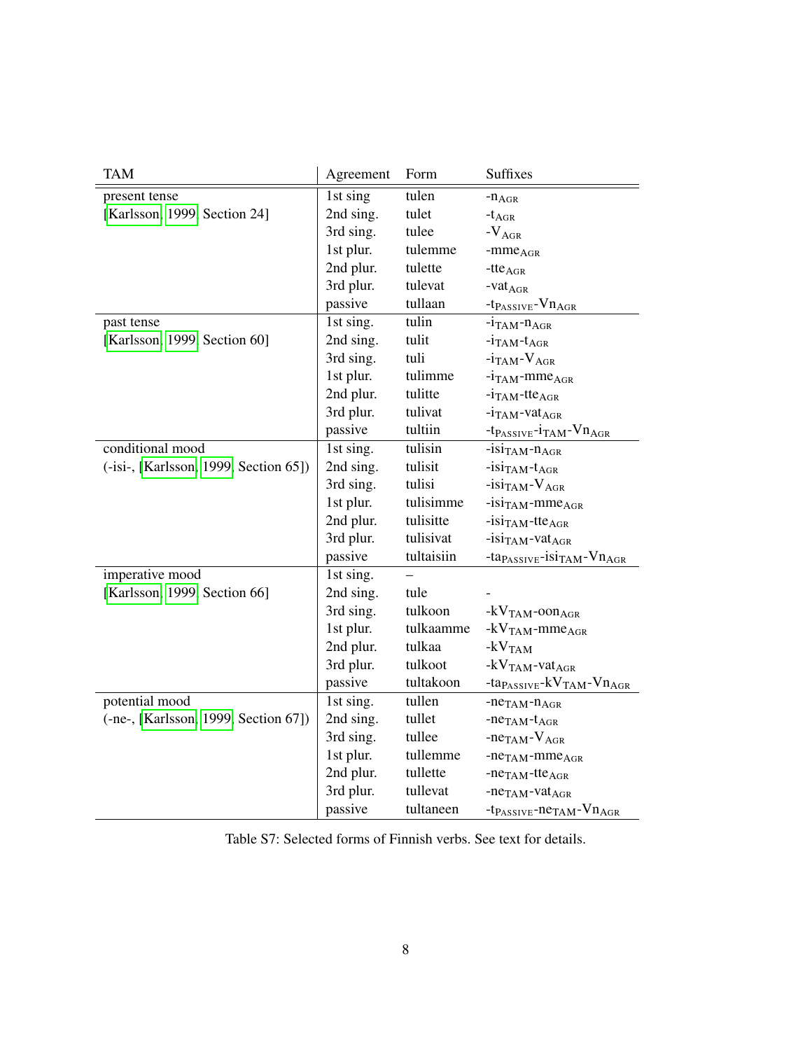| TAM | Agreement | Form | Suffixes |
|---|---|---|---|
| present tense | 1st sing | tulen | -$\mathrm{n}_{\mathrm{AGR}}$ |
| [Karlsson, 1999, Section 24] | 2nd sing. | tulet | -$\mathrm{t}_{\mathrm{AGR}}$ |
| | 3rd sing. | tulee | -$\mathrm{V}_{\mathrm{AGR}}$ |
| | 1st plur. | tulemme | -$\mathrm{mme}_{\mathrm{AGR}}$ |
| | 2nd plur. | tulette | -$\mathrm{tte}_{\mathrm{AGR}}$ |
| | 3rd plur. | tulevat | -$\mathrm{vat}_{\mathrm{AGR}}$ |
| | passive | tullaan | -$\mathrm{t}_{\mathrm{PASSIVE}}$-$\mathrm{Vn}_{\mathrm{AGR}}$ |
| past tense | 1st sing. | tulin | -$\mathrm{i}_{\mathrm{TAM}}$-$\mathrm{n}_{\mathrm{AGR}}$ |
| [Karlsson, 1999, Section 60] | 2nd sing. | tulit | -$\mathrm{i}_{\mathrm{TAM}}$-$\mathrm{t}_{\mathrm{AGR}}$ |
| | 3rd sing. | tuli | -$\mathrm{i}_{\mathrm{TAM}}$-$\mathrm{V}_{\mathrm{AGR}}$ |
| | 1st plur. | tulimme | -$\mathrm{i}_{\mathrm{TAM}}$-$\mathrm{mme}_{\mathrm{AGR}}$ |
| | 2nd plur. | tulitte | -$\mathrm{i}_{\mathrm{TAM}}$-$\mathrm{tte}_{\mathrm{AGR}}$ |
| | 3rd plur. | tulivat | -$\mathrm{i}_{\mathrm{TAM}}$-$\mathrm{vat}_{\mathrm{AGR}}$ |
| | passive | tultiin | -$\mathrm{t}_{\mathrm{PASSIVE}}$-$\mathrm{i}_{\mathrm{TAM}}$-$\mathrm{Vn}_{\mathrm{AGR}}$ |
| conditional mood | 1st sing. | tulisin | -$\mathrm{isi}_{\mathrm{TAM}}$-$\mathrm{n}_{\mathrm{AGR}}$ |
| (-isi-, [Karlsson, 1999, Section 65]) | 2nd sing. | tulisit | -$\mathrm{isi}_{\mathrm{TAM}}$-$\mathrm{t}_{\mathrm{AGR}}$ |
| | 3rd sing. | tulisi | -$\mathrm{isi}_{\mathrm{TAM}}$-$\mathrm{V}_{\mathrm{AGR}}$ |
| | 1st plur. | tulisimme | -$\mathrm{isi}_{\mathrm{TAM}}$-$\mathrm{mme}_{\mathrm{AGR}}$ |
| | 2nd plur. | tulisitte | -$\mathrm{isi}_{\mathrm{TAM}}$-$\mathrm{tte}_{\mathrm{AGR}}$ |
| | 3rd plur. | tulisivat | -$\mathrm{isi}_{\mathrm{TAM}}$-$\mathrm{vat}_{\mathrm{AGR}}$ |
| | passive | tultaisiin | -$\mathrm{ta}_{\mathrm{PASSIVE}}$-$\mathrm{isi}_{\mathrm{TAM}}$-$\mathrm{Vn}_{\mathrm{AGR}}$ |
| imperative mood | 1st sing. | – | |
| [Karlsson, 1999, Section 66] | 2nd sing. | tule | - |
| | 3rd sing. | tulkoon | -$\mathrm{kV}_{\mathrm{TAM}}$-$\mathrm{oon}_{\mathrm{AGR}}$ |
| | 1st plur. | tulkaamme | -$\mathrm{kV}_{\mathrm{TAM}}$-$\mathrm{mme}_{\mathrm{AGR}}$ |
| | 2nd plur. | tulkaa | -$\mathrm{kV}_{\mathrm{TAM}}$ |
| | 3rd plur. | tulkoot | -$\mathrm{kV}_{\mathrm{TAM}}$-$\mathrm{vat}_{\mathrm{AGR}}$ |
| | passive | tultakoon | -$\mathrm{ta}_{\mathrm{PASSIVE}}$-$\mathrm{kV}_{\mathrm{TAM}}$-$\mathrm{Vn}_{\mathrm{AGR}}$ |
| potential mood | 1st sing. | tullen | -$\mathrm{ne}_{\mathrm{TAM}}$-$\mathrm{n}_{\mathrm{AGR}}$ |
| (-ne-, [Karlsson, 1999, Section 67]) | 2nd sing. | tullet | -$\mathrm{ne}_{\mathrm{TAM}}$-$\mathrm{t}_{\mathrm{AGR}}$ |
| | 3rd sing. | tullee | -$\mathrm{ne}_{\mathrm{TAM}}$-$\mathrm{V}_{\mathrm{AGR}}$ |
| | 1st plur. | tullemme | -$\mathrm{ne}_{\mathrm{TAM}}$-$\mathrm{mme}_{\mathrm{AGR}}$ |
| | 2nd plur. | tullette | -$\mathrm{ne}_{\mathrm{TAM}}$-$\mathrm{tte}_{\mathrm{AGR}}$ |
| | 3rd plur. | tullevat | -$\mathrm{ne}_{\mathrm{TAM}}$-$\mathrm{vat}_{\mathrm{AGR}}$ |
| | passive | tultaneen | -$\mathrm{t}_{\mathrm{PASSIVE}}$-$\mathrm{ne}_{\mathrm{TAM}}$-$\mathrm{Vn}_{\mathrm{AGR}}$ |

Table S7: Selected forms of Finnish verbs. See text for details.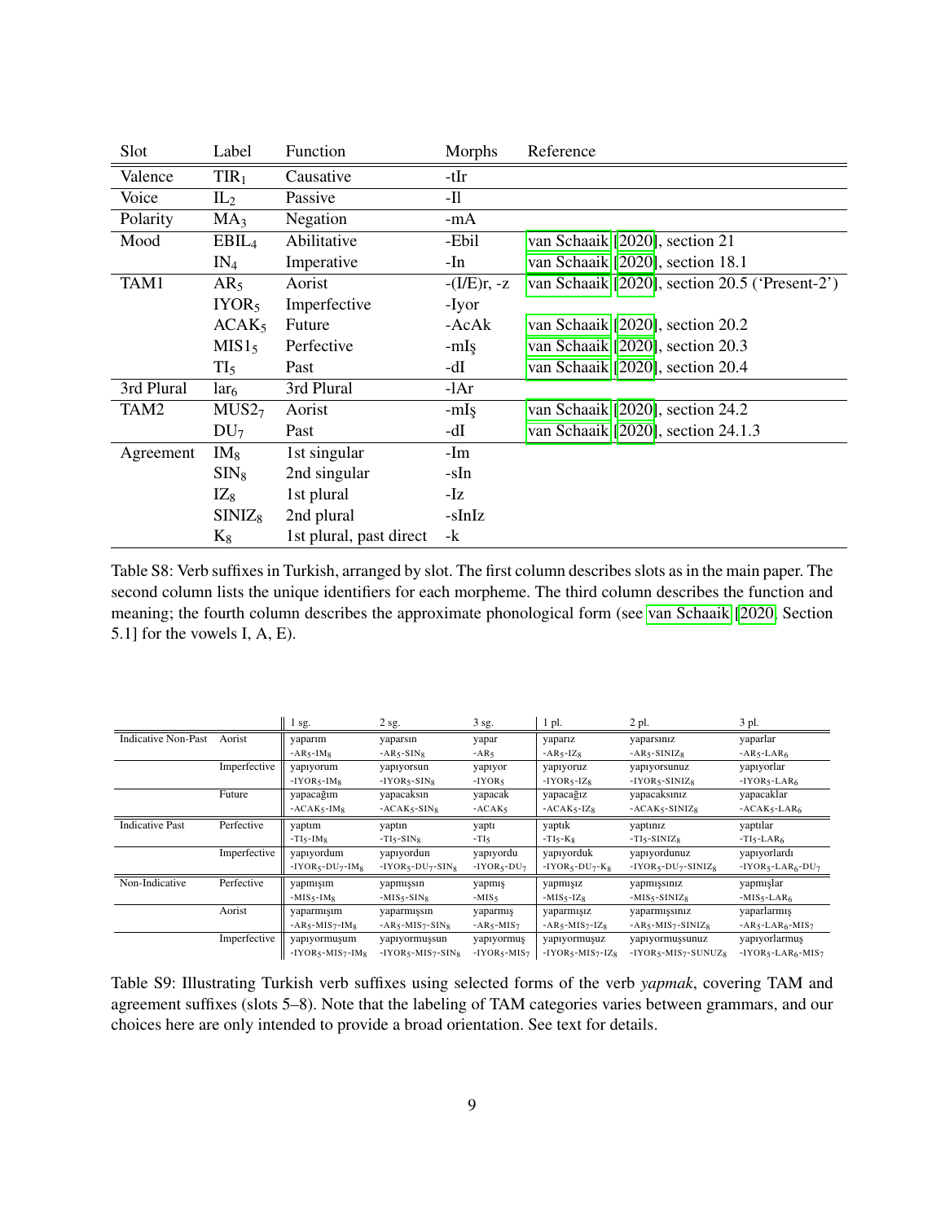| Slot | Label | Function | Morphs | Reference |
|---|---|---|---|---|
| Valence | $\mathrm{TIR}_1$ | Causative | -tIr | |
| Voice | $\mathrm{IL}_2$ | Passive | -Il | |
| Polarity | $\mathrm{MA}_3$ | Negation | -mA | |
| Mood | $\mathrm{EBIL}_4$ | Abilitative | -Ebil | van Schaaik [2020], section 21 |
| | $\mathrm{IN}_4$ | Imperative | -In | van Schaaik [2020], section 18.1 |
| TAM1 | $\mathrm{AR}_5$ | Aorist | -(I/E)r, -z | van Schaaik [2020], section 20.5 ('Present-2') |
| | $\mathrm{IYOR}_5$ | Imperfective | -Iyor | |
| | $\mathrm{ACAK}_5$ | Future | -AcAk | van Schaaik [2020], section 20.2 |
| | $\mathrm{MIS1}_5$ | Perfective | -mIş | van Schaaik [2020], section 20.3 |
| | $\mathrm{TI}_5$ | Past | -dI | van Schaaik [2020], section 20.4 |
| 3rd Plural | $\mathrm{lar}_6$ | 3rd Plural | -lAr | |
| TAM2 | $\mathrm{MUS2}_7$ | Aorist | -mIş | van Schaaik [2020], section 24.2 |
| | $\mathrm{DU}_7$ | Past | -dI | van Schaaik [2020], section 24.1.3 |
| Agreement | $\mathrm{IM}_8$ | 1st singular | -Im | |
| | $\mathrm{SIN}_8$ | 2nd singular | -sIn | |
| | $\mathrm{IZ}_8$ | 1st plural | -Iz | |
| | $\mathrm{SINIZ}_8$ | 2nd plural | -sInIz | |
| | $\mathrm{K}_8$ | 1st plural, past direct | -k | |

Table S8: Verb suffixes in Turkish, arranged by slot. The first column describes slots as in the main paper. The second column lists the unique identifiers for each morpheme. The third column describes the function and meaning; the fourth column describes the approximate phonological form (see van Schaaik [2020, Section 5.1] for the vowels I, A, E).

| | | 1 sg. | 2 sg. | 3 sg. | 1 pl. | 2 pl. | 3 pl. |
|---|---|---|---|---|---|---|---|
| Indicative Non-Past | Aorist | yaparım | yaparsın | yapar | yaparız | yaparsınız | yaparlar |
| | | $\text{-AR}_5\text{-IM}_8$ | $\text{-AR}_5\text{-SIN}_8$ | $\text{-AR}_5$ | $\text{-AR}_5\text{-IZ}_8$ | $\text{-AR}_5\text{-SINIZ}_8$ | $\text{-AR}_5\text{-LAR}_6$ |
| | Imperfective | yapıyorum | yapıyorsun | yapıyor | yapıyoruz | yapıyorsunuz | yapıyorlar |
| | | $\text{-IYOR}_5\text{-IM}_8$ | $\text{-IYOR}_5\text{-SIN}_8$ | $\text{-IYOR}_5$ | $\text{-IYOR}_5\text{-IZ}_8$ | $\text{-IYOR}_5\text{-SINIZ}_8$ | $\text{-IYOR}_5\text{-LAR}_6$ |
| | Future | yapacağım | yapacaksın | yapacak | yapacağız | yapacaksınız | yapacaklar |
| | | $\text{-ACAK}_5\text{-IM}_8$ | $\text{-ACAK}_5\text{-SIN}_8$ | $\text{-ACAK}_5$ | $\text{-ACAK}_5\text{-IZ}_8$ | $\text{-ACAK}_5\text{-SINIZ}_8$ | $\text{-ACAK}_5\text{-LAR}_6$ |
| Indicative Past | Perfective | yaptım | yaptın | yaptı | yaptık | yaptınız | yaptılar |
| | | $\text{-TI}_5\text{-IM}_8$ | $\text{-TI}_5\text{-SIN}_8$ | $\text{-TI}_5$ | $\text{-TI}_5\text{-K}_8$ | $\text{-TI}_5\text{-SINIZ}_8$ | $\text{-TI}_5\text{-LAR}_6$ |
| | Imperfective | yapıyordum | yapıyordun | yapıyordu | yapıyorduk | yapıyordunuz | yapıyorlardı |
| | | $\text{-IYOR}_5\text{-DU}_7\text{-IM}_8$ | $\text{-IYOR}_5\text{-DU}_7\text{-SIN}_8$ | $\text{-IYOR}_5\text{-DU}_7$ | $\text{-IYOR}_5\text{-DU}_7\text{-K}_8$ | $\text{-IYOR}_5\text{-DU}_7\text{-SINIZ}_8$ | $\text{-IYOR}_5\text{-LAR}_6\text{-DU}_7$ |
| Non-Indicative | Perfective | yapmışım | yapmışsın | yapmış | yapmışız | yapmışsınız | yapmışlar |
| | | $\text{-MIS}_5\text{-IM}_8$ | $\text{-MIS}_5\text{-SIN}_8$ | $\text{-MIS}_5$ | $\text{-MIS}_5\text{-IZ}_8$ | $\text{-MIS}_5\text{-SINIZ}_8$ | $\text{-MIS}_5\text{-LAR}_6$ |
| | Aorist | yaparmışım | yaparmışsın | yaparmış | yaparmışız | yaparmışsınız | yaparlarmış |
| | | $\text{-AR}_5\text{-MIS}_7\text{-IM}_8$ | $\text{-AR}_5\text{-MIS}_7\text{-SIN}_8$ | $\text{-AR}_5\text{-MIS}_7$ | $\text{-AR}_5\text{-MIS}_7\text{-IZ}_8$ | $\text{-AR}_5\text{-MIS}_7\text{-SINIZ}_8$ | $\text{-AR}_5\text{-LAR}_6\text{-MIS}_7$ |
| | Imperfective | yapıyormuşum | yapıyormuşsun | yapıyormuş | yapıyormuşuz | yapıyormuşsunuz | yapıyorlarmuş |
| | | $\text{-IYOR}_5\text{-MIS}_7\text{-IM}_8$ | $\text{-IYOR}_5\text{-MIS}_7\text{-SIN}_8$ | $\text{-IYOR}_5\text{-MIS}_7$ | $\text{-IYOR}_5\text{-MIS}_7\text{-IZ}_8$ | $\text{-IYOR}_5\text{-MIS}_7\text{-SUNUZ}_8$ | $\text{-IYOR}_5\text{-LAR}_6\text{-MIS}_7$ |

Table S9: Illustrating Turkish verb suffixes using selected forms of the verb *yapmak*, covering TAM and agreement suffixes (slots 5–8). Note that the labeling of TAM categories varies between grammars, and our choices here are only intended to provide a broad orientation. See text for details.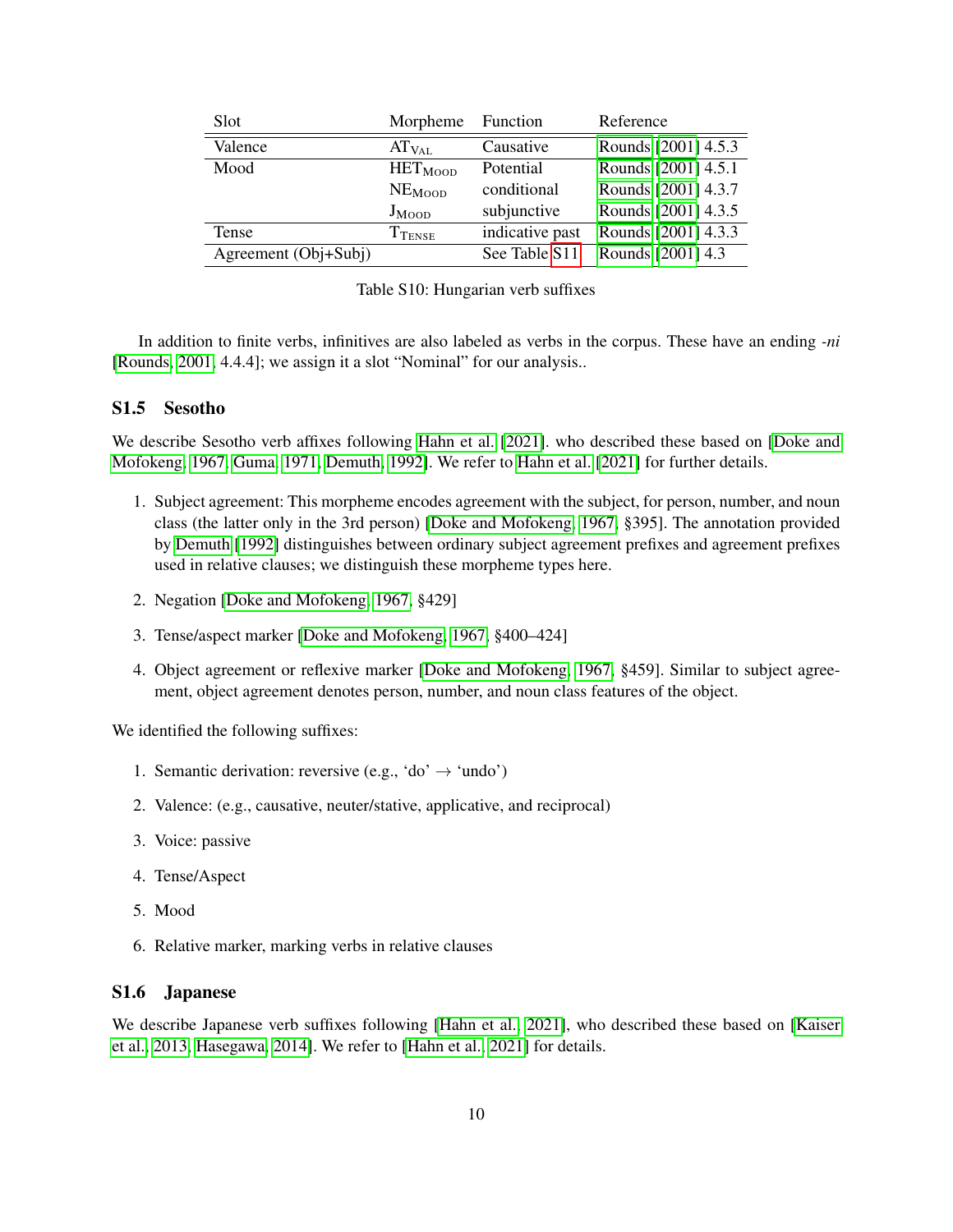| Slot | Morpheme | Function | Reference |
|---|---|---|---|
| Valence | $\text{AT}_{\text{VAL}}$ | Causative | Rounds [2001] 4.5.3 |
| Mood | $\text{HET}_{\text{MOOD}}$ | Potential | Rounds [2001] 4.5.1 |
| | $\text{NE}_{\text{MOOD}}$ | conditional | Rounds [2001] 4.3.7 |
| | $\text{J}_{\text{MOOD}}$ | subjunctive | Rounds [2001] 4.3.5 |
| Tense | $\text{T}_{\text{TENSE}}$ | indicative past | Rounds [2001] 4.3.3 |
| Agreement (Obj+Subj) | | See Table S11 | Rounds [2001] 4.3 |

Table S10: Hungarian verb suffixes

In addition to finite verbs, infinitives are also labeled as verbs in the corpus. These have an ending *-ni* [Rounds, 2001, 4.4.4]; we assign it a slot "Nominal" for our analysis..

## S1.5 Sesotho

We describe Sesotho verb affixes following Hahn et al. [2021]. who described these based on [Doke and Mofokeng, 1967, Guma, 1971, Demuth, 1992]. We refer to Hahn et al. [2021] for further details.

1. Subject agreement: This morpheme encodes agreement with the subject, for person, number, and noun class (the latter only in the 3rd person) [Doke and Mofokeng, 1967, §395]. The annotation provided by Demuth [1992] distinguishes between ordinary subject agreement prefixes and agreement prefixes used in relative clauses; we distinguish these morpheme types here.
2. Negation [Doke and Mofokeng, 1967, §429]
3. Tense/aspect marker [Doke and Mofokeng, 1967, §400–424]
4. Object agreement or reflexive marker [Doke and Mofokeng, 1967, §459]. Similar to subject agreement, object agreement denotes person, number, and noun class features of the object.

We identified the following suffixes:

1. Semantic derivation: reversive (e.g., 'do' → 'undo')
2. Valence: (e.g., causative, neuter/stative, applicative, and reciprocal)
3. Voice: passive
4. Tense/Aspect
5. Mood
6. Relative marker, marking verbs in relative clauses

## S1.6 Japanese

We describe Japanese verb suffixes following [Hahn et al., 2021], who described these based on [Kaiser et al., 2013, Hasegawa, 2014]. We refer to [Hahn et al., 2021] for details.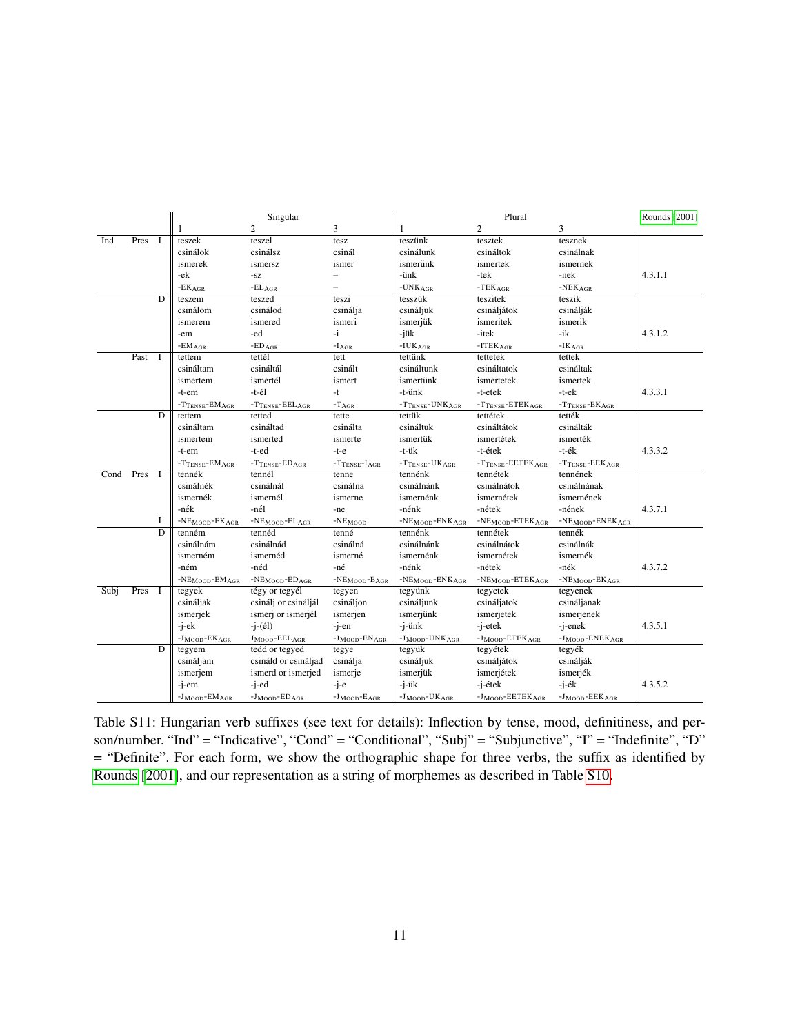| | | | Singular | | | Plural | | | Rounds [2001] |
|---|---|---|---|---|---|---|---|---|---|
| | | | 1 | 2 | 3 | 1 | 2 | 3 | |
| Ind | Pres | I | teszek | teszel | tesz | teszünk | tesztek | tesznek | |
| | | | csinálok | csinálsz | csinál | csinálunk | csináltok | csinálnak | |
| | | | ismerek | ismersz | ismer | ismerünk | ismertek | ismernek | |
| | | | -ek | -sz | – | -ünk | -tek | -nek | 4.3.1.1 |
| | | | $\text{-EK}_{\text{AGR}}$ | $\text{-EL}_{\text{AGR}}$ | – | $\text{-UNK}_{\text{AGR}}$ | $\text{-TEK}_{\text{AGR}}$ | $\text{-NEK}_{\text{AGR}}$ | |
| | | D | teszem | teszed | teszi | tesszük | teszitek | teszik | |
| | | | csinálom | csinálod | csinálja | csináljuk | csinálјátok | csinálják | |
| | | | ismerem | ismered | ismeri | ismerjük | ismeritek | ismerik | |
| | | | -em | -ed | -i | -jük | -itek | -ik | 4.3.1.2 |
| | | | $\text{-EM}_{\text{AGR}}$ | $\text{-ED}_{\text{AGR}}$ | $\text{-I}_{\text{AGR}}$ | $\text{-IUK}_{\text{AGR}}$ | $\text{-ITEK}_{\text{AGR}}$ | $\text{-IK}_{\text{AGR}}$ | |
| | Past | I | tettem | tettél | tett | tettünk | tettetek | tettek | |
| | | | csináltam | csináltál | csinált | csináltunk | csináltatok | csináltak | |
| | | | ismertem | ismertél | ismert | ismertünk | ismertetek | ismertek | |
| | | | -t-em | -t-él | -t | -t-ünk | -t-etek | -t-ek | 4.3.3.1 |
| | | | $\text{-T}_{\text{TENSE}}\text{-EM}_{\text{AGR}}$ | $\text{-T}_{\text{TENSE}}\text{-EEL}_{\text{AGR}}$ | $\text{-T}_{\text{AGR}}$ | $\text{-T}_{\text{TENSE}}\text{-UNK}_{\text{AGR}}$ | $\text{-T}_{\text{TENSE}}\text{-ETEK}_{\text{AGR}}$ | $\text{-T}_{\text{TENSE}}\text{-EK}_{\text{AGR}}$ | |
| | | D | tettem | tetted | tette | tettük | tettétek | tették | |
| | | | csináltam | csináltad | csinálta | csináltuk | csináltátok | csinálták | |
| | | | ismertem | ismerted | ismerte | ismertük | ismertétek | ismerték | |
| | | | -t-em | -t-ed | -t-e | -t-ük | -t-étek | -t-ék | 4.3.3.2 |
| | | | $\text{-T}_{\text{TENSE}}\text{-EM}_{\text{AGR}}$ | $\text{-T}_{\text{TENSE}}\text{-ED}_{\text{AGR}}$ | $\text{-T}_{\text{TENSE}}\text{-I}_{\text{AGR}}$ | $\text{-T}_{\text{TENSE}}\text{-UK}_{\text{AGR}}$ | $\text{-T}_{\text{TENSE}}\text{-EETEK}_{\text{AGR}}$ | $\text{-T}_{\text{TENSE}}\text{-EEK}_{\text{AGR}}$ | |
| Cond | Pres | I | tennék | tennél | tenne | tennénk | tennétek | tennének | |
| | | | csinálnék | csinálnál | csinálna | csinálnánk | csinálnátok | csinálnának | |
| | | | ismernék | ismernél | ismerne | ismernénk | ismernétek | ismernének | |
| | | | -nék | -nél | -ne | -nénk | -nétek | -nének | 4.3.7.1 |
| | | I | $\text{-NE}_{\text{MOOD}}\text{-EK}_{\text{AGR}}$ | $\text{-NE}_{\text{MOOD}}\text{-EL}_{\text{AGR}}$ | $\text{-NE}_{\text{MOOD}}$ | $\text{-NE}_{\text{MOOD}}\text{-ENK}_{\text{AGR}}$ | $\text{-NE}_{\text{MOOD}}\text{-ETEK}_{\text{AGR}}$ | $\text{-NE}_{\text{MOOD}}\text{-ENEK}_{\text{AGR}}$ | |
| | | D | tenném | tennéd | tenné | tennénk | tennétek | tennék | |
| | | | csinálnám | csinálnád | csinálná | csinálnánk | csinálnátok | csinálnák | |
| | | | ismerném | ismernéd | ismerné | ismernénk | ismernétek | ismernék | |
| | | | -ném | -néd | -né | -nénk | -nétek | -nék | 4.3.7.2 |
| | | | $\text{-NE}_{\text{MOOD}}\text{-EM}_{\text{AGR}}$ | $\text{-NE}_{\text{MOOD}}\text{-ED}_{\text{AGR}}$ | $\text{-NE}_{\text{MOOD}}\text{-E}_{\text{AGR}}$ | $\text{-NE}_{\text{MOOD}}\text{-ENK}_{\text{AGR}}$ | $\text{-NE}_{\text{MOOD}}\text{-ETEK}_{\text{AGR}}$ | $\text{-NE}_{\text{MOOD}}\text{-EK}_{\text{AGR}}$ | |
| Subj | Pres | I | tegyek | tégy or tegyél | tegyen | tegyünk | tegyetek | tegyenek | |
| | | | csináljak | csinálj or csinálјál | csináljon | csináljunk | csináljatok | csináljanak | |
| | | | ismerjek | ismerj or ismerjél | ismerjen | ismerjünk | ismerjetek | ismerjenek | |
| | | | -j-ek | -j-(él) | -j-en | -j-ünk | -j-etek | -j-enek | 4.3.5.1 |
| | | | $\text{-J}_{\text{MOOD}}\text{-EK}_{\text{AGR}}$ | $\text{J}_{\text{MOOD}}\text{-EEL}_{\text{AGR}}$ | $\text{-J}_{\text{MOOD}}\text{-EN}_{\text{AGR}}$ | $\text{-J}_{\text{MOOD}}\text{-UNK}_{\text{AGR}}$ | $\text{-J}_{\text{MOOD}}\text{-ETEK}_{\text{AGR}}$ | $\text{-J}_{\text{MOOD}}\text{-ENEK}_{\text{AGR}}$ | |
| | | D | tegyem | tedd or tegyed | tegye | tegyük | tegyétek | tegyék | |
| | | | csináljam | csináld or csináljad | csinálja | csináljuk | csináljátok | csinálják | |
| | | | ismerjem | ismerd or ismerjed | ismerje | ismerjük | ismerjétek | ismerjék | |
| | | | -j-em | -j-ed | -j-e | -j-ük | -j-étek | -j-ék | 4.3.5.2 |
| | | | $\text{-J}_{\text{MOOD}}\text{-EM}_{\text{AGR}}$ | $\text{-J}_{\text{MOOD}}\text{-ED}_{\text{AGR}}$ | $\text{-J}_{\text{MOOD}}\text{-E}_{\text{AGR}}$ | $\text{-J}_{\text{MOOD}}\text{-UK}_{\text{AGR}}$ | $\text{-J}_{\text{MOOD}}\text{-EETEK}_{\text{AGR}}$ | $\text{-J}_{\text{MOOD}}\text{-EEK}_{\text{AGR}}$ | |

Table S11: Hungarian verb suffixes (see text for details): Inflection by tense, mood, definitiness, and person/number. "Ind" = "Indicative", "Cond" = "Conditional", "Subj" = "Subjunctive", "I" = "Indefinite", "D" = "Definite". For each form, we show the orthographic shape for three verbs, the suffix as identified by Rounds [2001], and our representation as a string of morphemes as described in Table S10.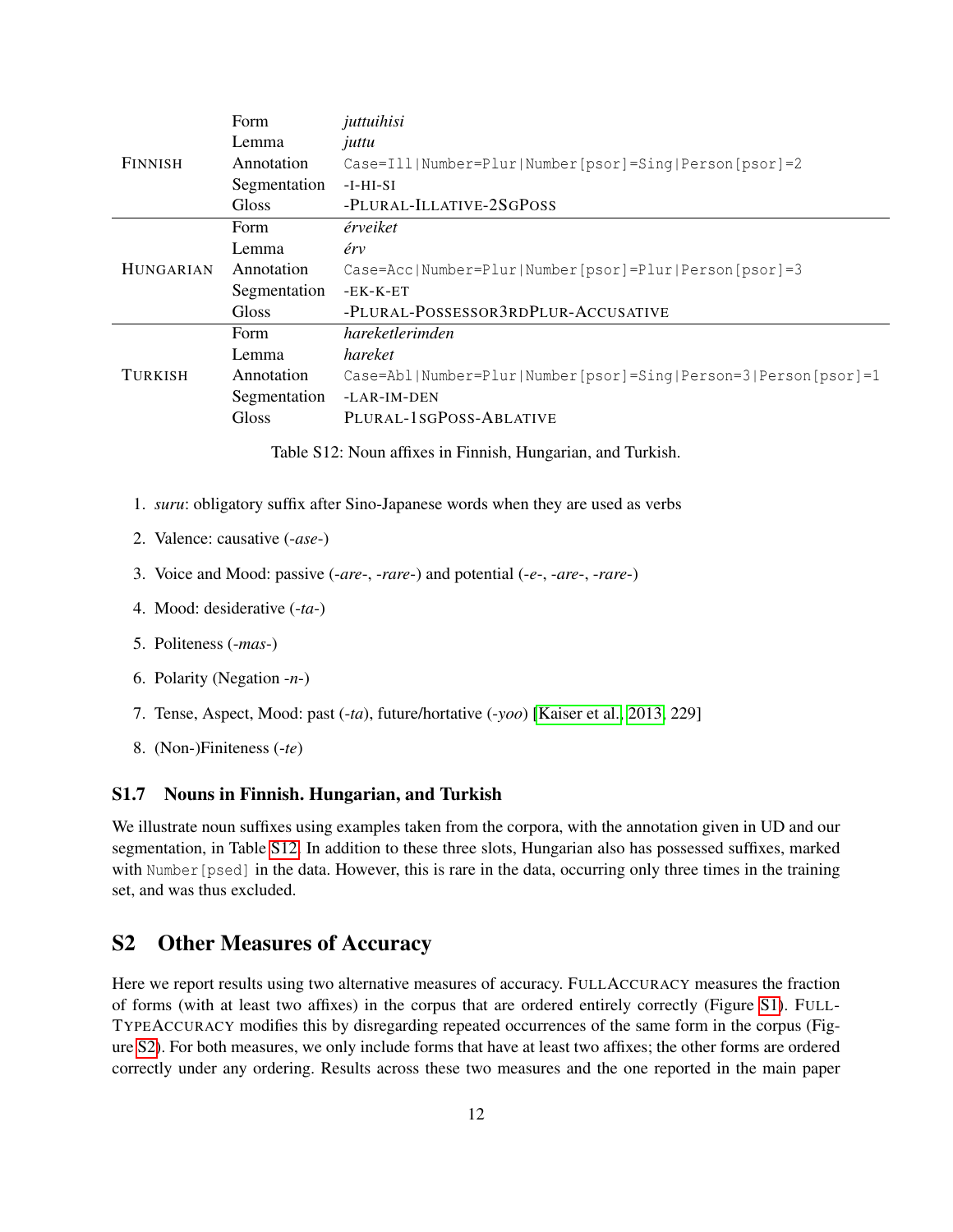| | | |
|---|---|---|
| Finnish | Form | *juttuihisi* |
| | Lemma | *juttu* |
| | Annotation | `Case=Ill|Number=Plur|Number[psor]=Sing|Person[psor]=2` |
| | Segmentation | -I-HI-SI |
| | Gloss | -PLURAL-ILLATIVE-2SGPOSS |
| Hungarian | Form | *érveiket* |
| | Lemma | *érv* |
| | Annotation | `Case=Acc|Number=Plur|Number[psor]=Plur|Person[psor]=3` |
| | Segmentation | -EK-K-ET |
| | Gloss | -PLURAL-POSSESSOR3RDPLUR-ACCUSATIVE |
| Turkish | Form | *hareketlerimden* |
| | Lemma | *hareket* |
| | Annotation | `Case=Abl|Number=Plur|Number[psor]=Sing|Person=3|Person[psor]=1` |
| | Segmentation | -LAR-IM-DEN |
| | Gloss | PLURAL-1SGPOSS-ABLATIVE |

Table S12: Noun affixes in Finnish, Hungarian, and Turkish.

1. *suru*: obligatory suffix after Sino-Japanese words when they are used as verbs
2. Valence: causative (*-ase-*)
3. Voice and Mood: passive (*-are-*, *-rare-*) and potential (*-e-*, *-are-*, *-rare-*)
4. Mood: desiderative (*-ta-*)
5. Politeness (*-mas-*)
6. Polarity (Negation *-n-*)
7. Tense, Aspect, Mood: past (*-ta*), future/hortative (*-yoo*) [Kaiser et al., 2013, 229]
8. (Non-)Finiteness (*-te*)

### S1.7 Nouns in Finnish. Hungarian, and Turkish

We illustrate noun suffixes using examples taken from the corpora, with the annotation given in UD and our segmentation, in Table S12. In addition to these three slots, Hungarian also has possessed suffixes, marked with `Number[psed]` in the data. However, this is rare in the data, occurring only three times in the training set, and was thus excluded.

## S2 Other Measures of Accuracy

Here we report results using two alternative measures of accuracy. FULLACCURACY measures the fraction of forms (with at least two affixes) in the corpus that are ordered entirely correctly (Figure S1). FULLTYPEACCURACY modifies this by disregarding repeated occurrences of the same form in the corpus (Figure S2). For both measures, we only include forms that have at least two affixes; the other forms are ordered correctly under any ordering. Results across these two measures and the one reported in the main paper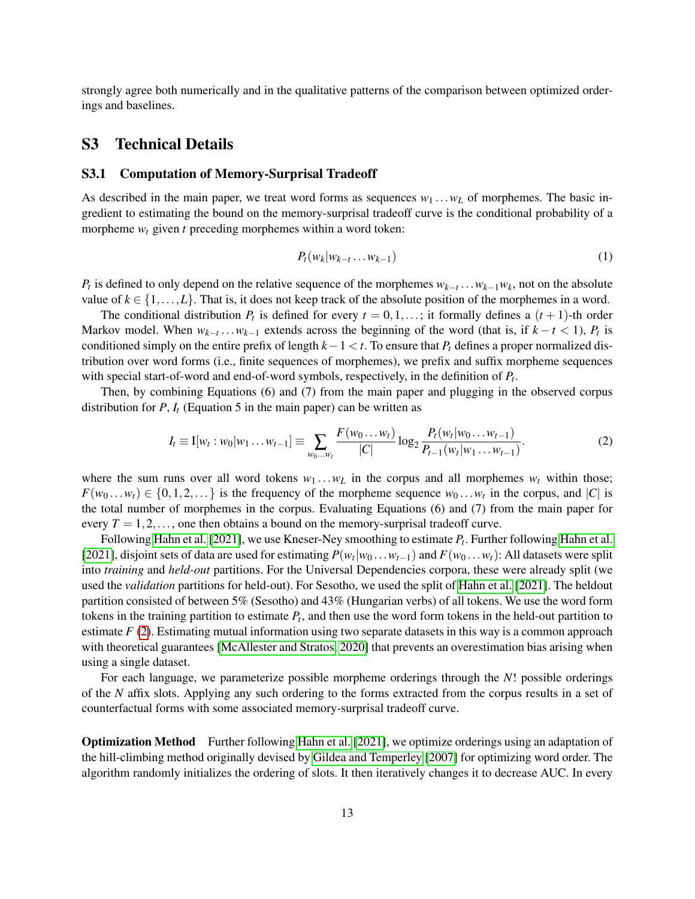strongly agree both numerically and in the qualitative patterns of the comparison between optimized orderings and baselines.

## S3 Technical Details

### S3.1 Computation of Memory-Surprisal Tradeoff

As described in the main paper, we treat word forms as sequences $w_1 \dots w_L$ of morphemes. The basic ingredient to estimating the bound on the memory-surprisal tradeoff curve is the conditional probability of a morpheme $w_t$ given $t$ preceding morphemes within a word token:

$$P_t(w_k | w_{k-t} \dots w_{k-1}) \tag{1}$$

$P_t$ is defined to only depend on the relative sequence of the morphemes $w_{k-t} \dots w_{k-1} w_k$, not on the absolute value of $k \in \{1, \dots, L\}$. That is, it does not keep track of the absolute position of the morphemes in a word.

The conditional distribution $P_t$ is defined for every $t = 0, 1, \dots$; it formally defines a $(t+1)$-th order Markov model. When $w_{k-t} \dots w_{k-1}$ extends across the beginning of the word (that is, if $k - t < 1$), $P_t$ is conditioned simply on the entire prefix of length $k - 1 < t$. To ensure that $P_t$ defines a proper normalized distribution over word forms (i.e., finite sequences of morphemes), we prefix and suffix morpheme sequences with special start-of-word and end-of-word symbols, respectively, in the definition of $P_t$.

Then, by combining Equations (6) and (7) from the main paper and plugging in the observed corpus distribution for $P$, $I_t$ (Equation 5 in the main paper) can be written as

$$I_t \equiv \mathrm{I}[w_t : w_0 | w_1 \dots w_{t-1}] \equiv \sum_{w_0 \dots w_t} \frac{F(w_0 \dots w_t)}{|C|} \log_2 \frac{P_t(w_t | w_0 \dots w_{t-1})}{P_{t-1}(w_t | w_1 \dots w_{t-1})}. \tag{2}$$

where the sum runs over all word tokens $w_1 \dots w_L$ in the corpus and all morphemes $w_t$ within those; $F(w_0 \dots w_t) \in \{0, 1, 2, \dots\}$ is the frequency of the morpheme sequence $w_0 \dots w_t$ in the corpus, and $|C|$ is the total number of morphemes in the corpus. Evaluating Equations (6) and (7) from the main paper for every $T = 1, 2, \dots$, one then obtains a bound on the memory-surprisal tradeoff curve.

Following Hahn et al. [2021], we use Kneser-Ney smoothing to estimate $P_t$. Further following Hahn et al. [2021], disjoint sets of data are used for estimating $P(w_t | w_0 \dots w_{t-1})$ and $F(w_0 \dots w_t)$: All datasets were split into *training* and *held-out* partitions. For the Universal Dependencies corpora, these were already split (we used the *validation* partitions for held-out). For Sesotho, we used the split of Hahn et al. [2021]. The heldout partition consisted of between 5% (Sesotho) and 43% (Hungarian verbs) of all tokens. We use the word form tokens in the training partition to estimate $P_t$, and then use the word form tokens in the held-out partition to estimate $F$ (2). Estimating mutual information using two separate datasets in this way is a common approach with theoretical guarantees [McAllester and Stratos, 2020] that prevents an overestimation bias arising when using a single dataset.

For each language, we parameterize possible morpheme orderings through the $N!$ possible orderings of the $N$ affix slots. Applying any such ordering to the forms extracted from the corpus results in a set of counterfactual forms with some associated memory-surprisal tradeoff curve.

**Optimization Method** Further following Hahn et al. [2021], we optimize orderings using an adaptation of the hill-climbing method originally devised by Gildea and Temperley [2007] for optimizing word order. The algorithm randomly initializes the ordering of slots. It then iteratively changes it to decrease AUC. In every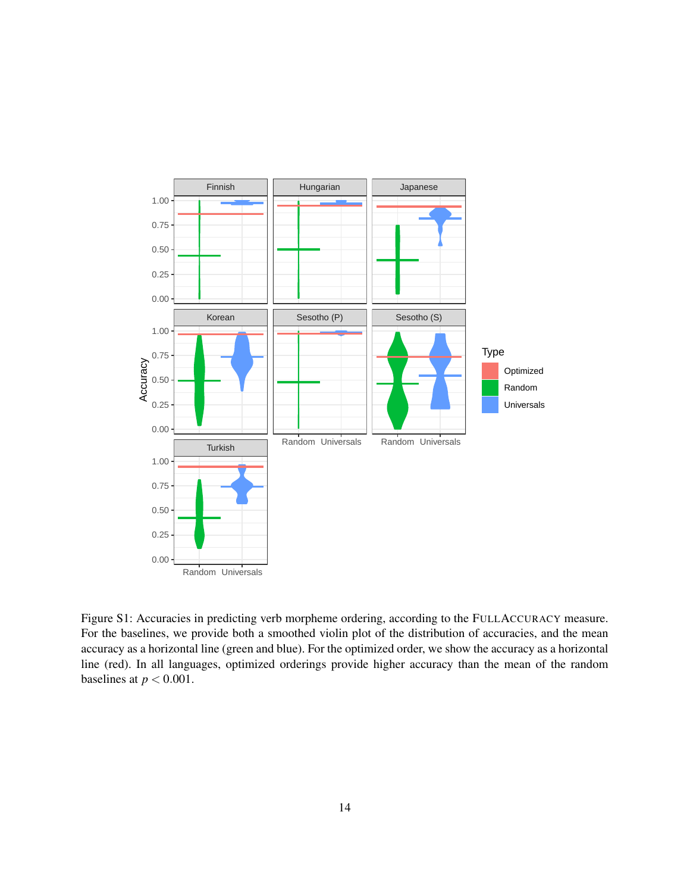Figure S1: Accuracies in predicting verb morpheme ordering, according to the FullAccuracy measure. For the baselines, we provide both a smoothed violin plot of the distribution of accuracies, and the mean accuracy as a horizontal line (green and blue). For the optimized order, we show the accuracy as a horizontal line (red). In all languages, optimized orderings provide higher accuracy than the mean of the random baselines at $p < 0.001$.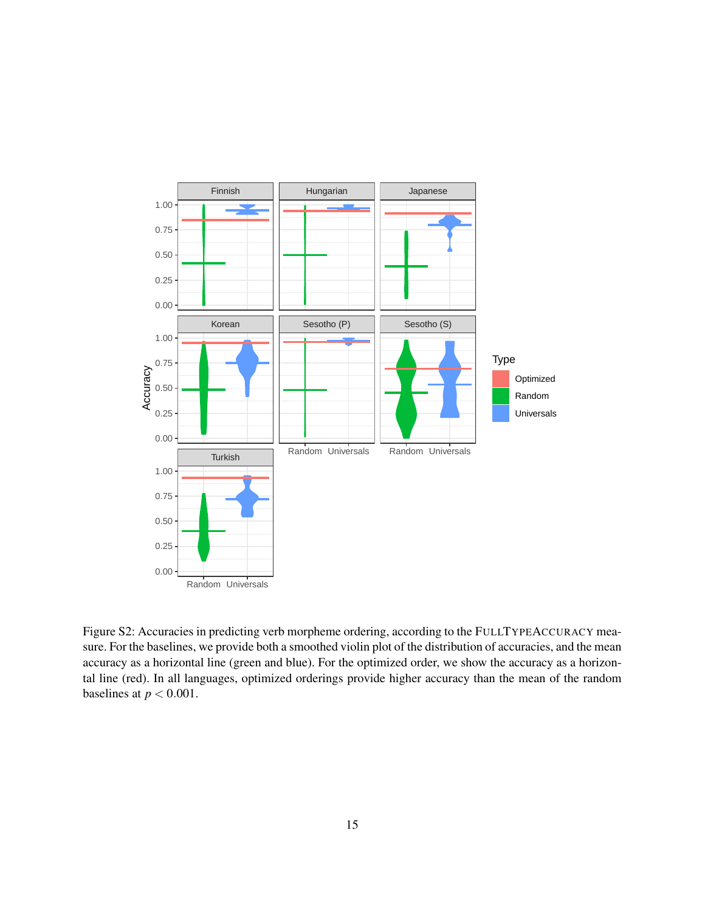Figure S2: Accuracies in predicting verb morpheme ordering, according to the FULLTYPEACCURACY measure. For the baselines, we provide both a smoothed violin plot of the distribution of accuracies, and the mean accuracy as a horizontal line (green and blue). For the optimized order, we show the accuracy as a horizontal line (red). In all languages, optimized orderings provide higher accuracy than the mean of the random baselines at $p < 0.001$.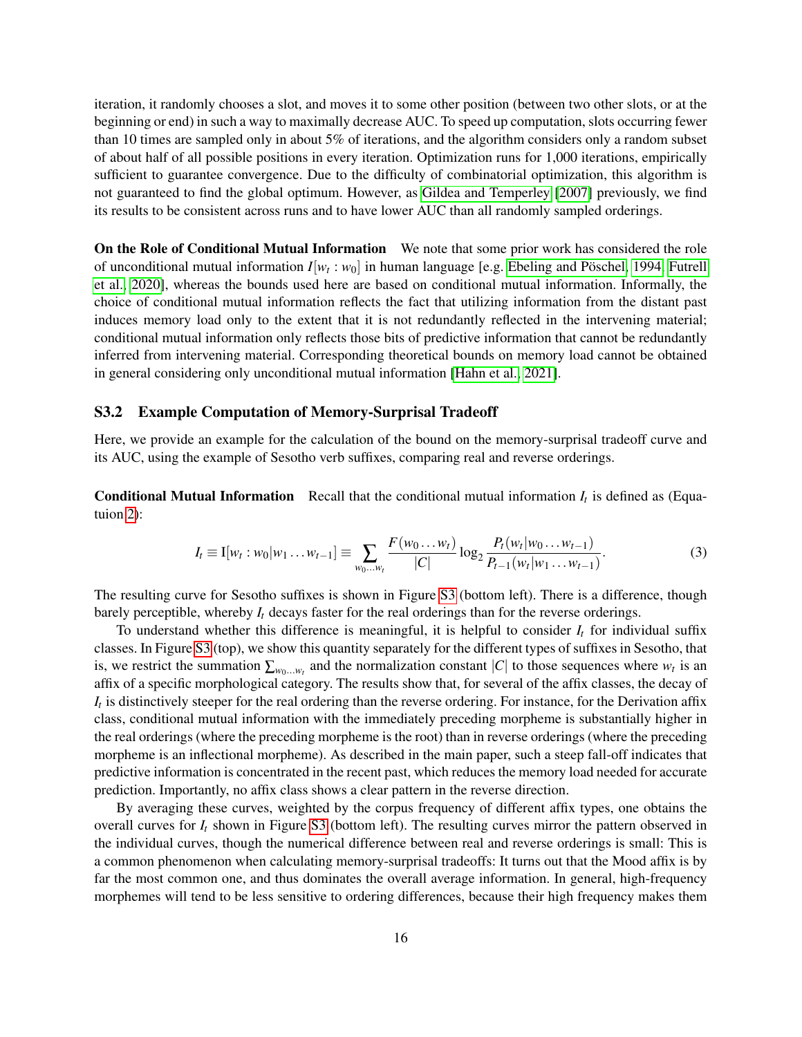iteration, it randomly chooses a slot, and moves it to some other position (between two other slots, or at the beginning or end) in such a way to maximally decrease AUC. To speed up computation, slots occurring fewer than 10 times are sampled only in about 5% of iterations, and the algorithm considers only a random subset of about half of all possible positions in every iteration. Optimization runs for 1,000 iterations, empirically sufficient to guarantee convergence. Due to the difficulty of combinatorial optimization, this algorithm is not guaranteed to find the global optimum. However, as Gildea and Temperley [2007] previously, we find its results to be consistent across runs and to have lower AUC than all randomly sampled orderings.

**On the Role of Conditional Mutual Information** We note that some prior work has considered the role of unconditional mutual information $I[w_t : w_0]$ in human language [e.g. Ebeling and Pöschel, 1994, Futrell et al., 2020], whereas the bounds used here are based on conditional mutual information. Informally, the choice of conditional mutual information reflects the fact that utilizing information from the distant past induces memory load only to the extent that it is not redundantly reflected in the intervening material; conditional mutual information only reflects those bits of predictive information that cannot be redundantly inferred from intervening material. Corresponding theoretical bounds on memory load cannot be obtained in general considering only unconditional mutual information [Hahn et al., 2021].

## S3.2 Example Computation of Memory-Surprisal Tradeoff

Here, we provide an example for the calculation of the bound on the memory-surprisal tradeoff curve and its AUC, using the example of Sesotho verb suffixes, comparing real and reverse orderings.

**Conditional Mutual Information** Recall that the conditional mutual information $I_t$ is defined as (Equatuion 2):

$$I_t \equiv \mathrm{I}[w_t : w_0 | w_1 \dots w_{t-1}] \equiv \sum_{w_0 \dots w_t} \frac{F(w_0 \dots w_t)}{|C|} \log_2 \frac{P_t(w_t | w_0 \dots w_{t-1})}{P_{t-1}(w_t | w_1 \dots w_{t-1})}. \tag{3}$$

The resulting curve for Sesotho suffixes is shown in Figure S3 (bottom left). There is a difference, though barely perceptible, whereby $I_t$ decays faster for the real orderings than for the reverse orderings.

To understand whether this difference is meaningful, it is helpful to consider $I_t$ for individual suffix classes. In Figure S3 (top), we show this quantity separately for the different types of suffixes in Sesotho, that is, we restrict the summation $\sum_{w_0 \dots w_t}$ and the normalization constant $|C|$ to those sequences where $w_t$ is an affix of a specific morphological category. The results show that, for several of the affix classes, the decay of $I_t$ is distinctively steeper for the real ordering than the reverse ordering. For instance, for the Derivation affix class, conditional mutual information with the immediately preceding morpheme is substantially higher in the real orderings (where the preceding morpheme is the root) than in reverse orderings (where the preceding morpheme is an inflectional morpheme). As described in the main paper, such a steep fall-off indicates that predictive information is concentrated in the recent past, which reduces the memory load needed for accurate prediction. Importantly, no affix class shows a clear pattern in the reverse direction.

By averaging these curves, weighted by the corpus frequency of different affix types, one obtains the overall curves for $I_t$ shown in Figure S3 (bottom left). The resulting curves mirror the pattern observed in the individual curves, though the numerical difference between real and reverse orderings is small: This is a common phenomenon when calculating memory-surprisal tradeoffs: It turns out that the Mood affix is by far the most common one, and thus dominates the overall average information. In general, high-frequency morphemes will tend to be less sensitive to ordering differences, because their high frequency makes them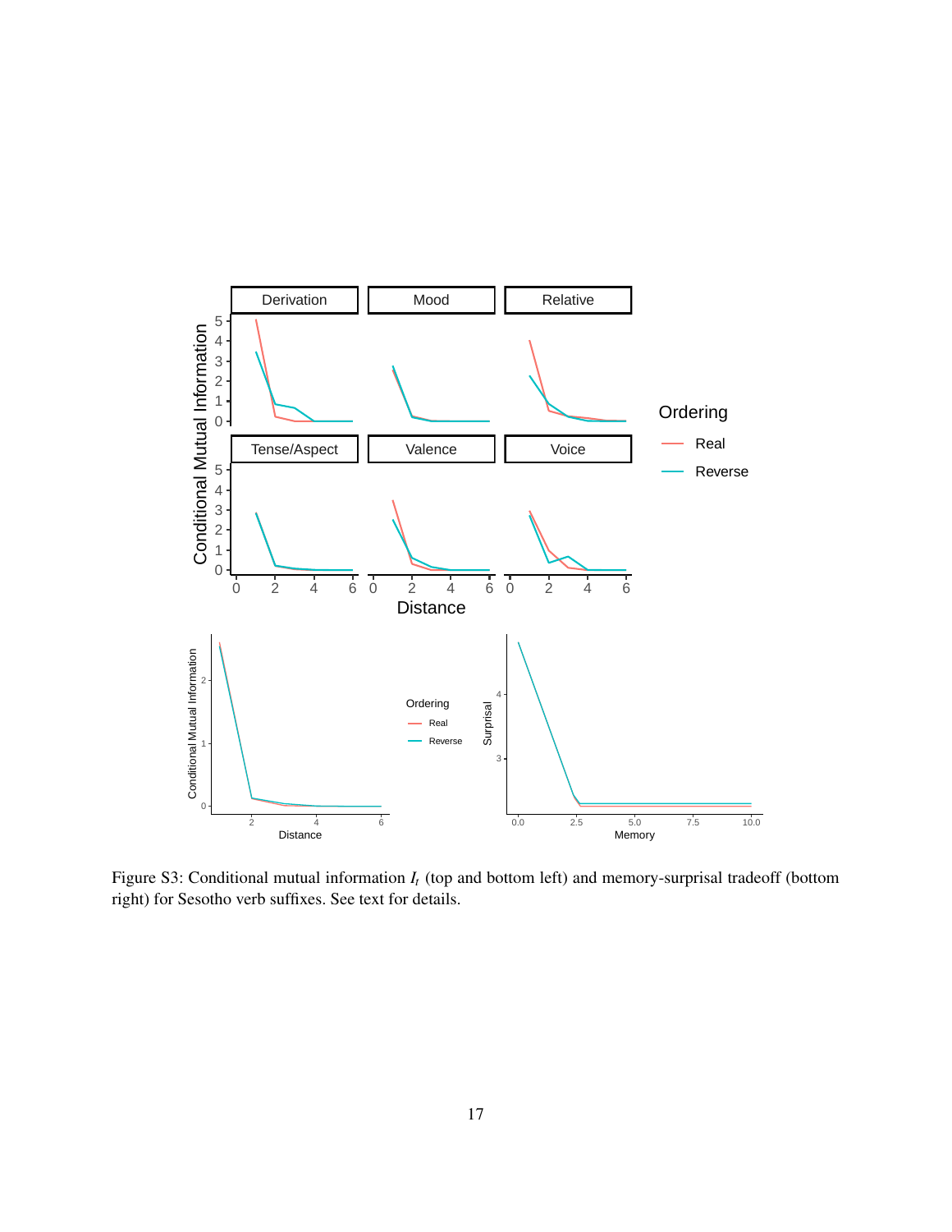Figure S3: Conditional mutual information $I_t$ (top and bottom left) and memory-surprisal tradeoff (bottom right) for Sesotho verb suffixes. See text for details.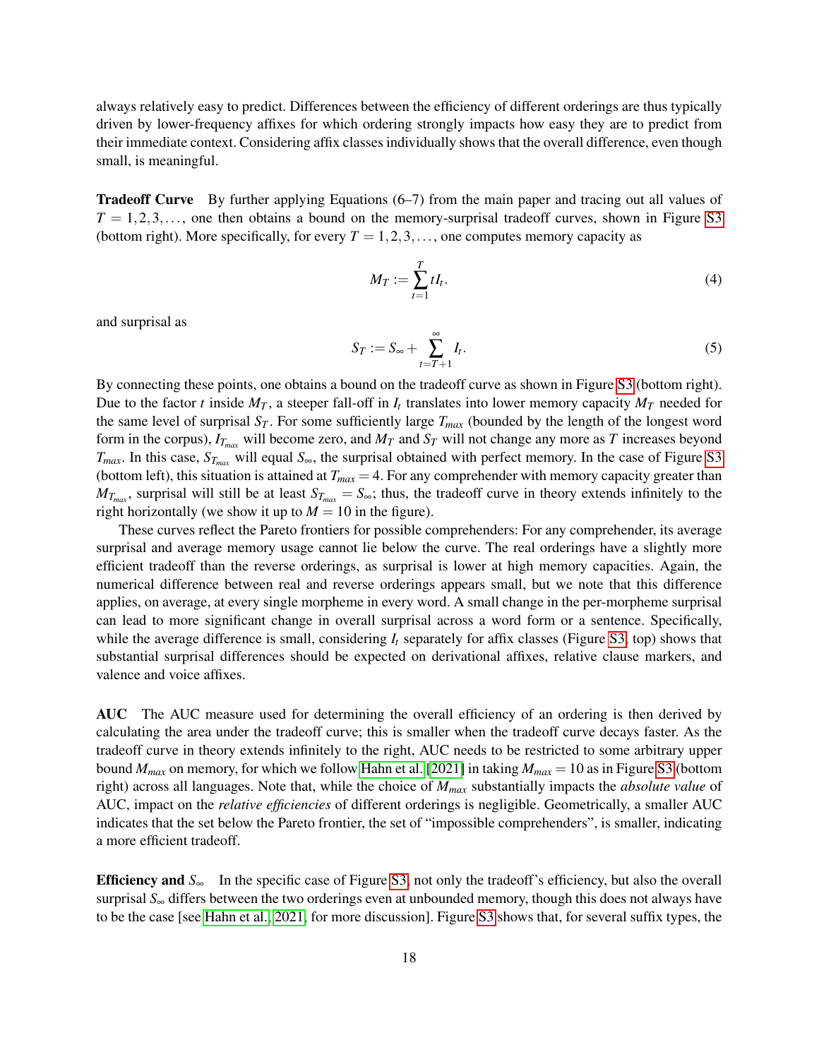always relatively easy to predict. Differences between the efficiency of different orderings are thus typically driven by lower-frequency affixes for which ordering strongly impacts how easy they are to predict from their immediate context. Considering affix classes individually shows that the overall difference, even though small, is meaningful.

**Tradeoff Curve** By further applying Equations (6–7) from the main paper and tracing out all values of $T = 1, 2, 3, \ldots$, one then obtains a bound on the memory-surprisal tradeoff curves, shown in Figure S3 (bottom right). More specifically, for every $T = 1, 2, 3, \ldots$, one computes memory capacity as

$$M_T := \sum_{t=1}^{T} t I_t. \tag{4}$$

and surprisal as

$$S_T := S_\infty + \sum_{t=T+1}^{\infty} I_t. \tag{5}$$

By connecting these points, one obtains a bound on the tradeoff curve as shown in Figure S3 (bottom right). Due to the factor $t$ inside $M_T$, a steeper fall-off in $I_t$ translates into lower memory capacity $M_T$ needed for the same level of surprisal $S_T$. For some sufficiently large $T_{max}$ (bounded by the length of the longest word form in the corpus), $I_{T_{max}}$ will become zero, and $M_T$ and $S_T$ will not change any more as $T$ increases beyond $T_{max}$. In this case, $S_{T_{max}}$ will equal $S_\infty$, the surprisal obtained with perfect memory. In the case of Figure S3 (bottom left), this situation is attained at $T_{max} = 4$. For any comprehender with memory capacity greater than $M_{T_{max}}$, surprisal will still be at least $S_{T_{max}} = S_\infty$; thus, the tradeoff curve in theory extends infinitely to the right horizontally (we show it up to $M = 10$ in the figure).

These curves reflect the Pareto frontiers for possible comprehenders: For any comprehender, its average surprisal and average memory usage cannot lie below the curve. The real orderings have a slightly more efficient tradeoff than the reverse orderings, as surprisal is lower at high memory capacities. Again, the numerical difference between real and reverse orderings appears small, but we note that this difference applies, on average, at every single morpheme in every word. A small change in the per-morpheme surprisal can lead to more significant change in overall surprisal across a word form or a sentence. Specifically, while the average difference is small, considering $I_t$ separately for affix classes (Figure S3, top) shows that substantial surprisal differences should be expected on derivational affixes, relative clause markers, and valence and voice affixes.

**AUC** The AUC measure used for determining the overall efficiency of an ordering is then derived by calculating the area under the tradeoff curve; this is smaller when the tradeoff curve decays faster. As the tradeoff curve in theory extends infinitely to the right, AUC needs to be restricted to some arbitrary upper bound $M_{max}$ on memory, for which we follow Hahn et al. [2021] in taking $M_{max} = 10$ as in Figure S3 (bottom right) across all languages. Note that, while the choice of $M_{max}$ substantially impacts the *absolute value* of AUC, impact on the *relative efficiencies* of different orderings is negligible. Geometrically, a smaller AUC indicates that the set below the Pareto frontier, the set of "impossible comprehenders", is smaller, indicating a more efficient tradeoff.

**Efficiency and $S_\infty$** In the specific case of Figure S3, not only the tradeoff's efficiency, but also the overall surprisal $S_\infty$ differs between the two orderings even at unbounded memory, though this does not always have to be the case [see Hahn et al., 2021, for more discussion]. Figure S3 shows that, for several suffix types, the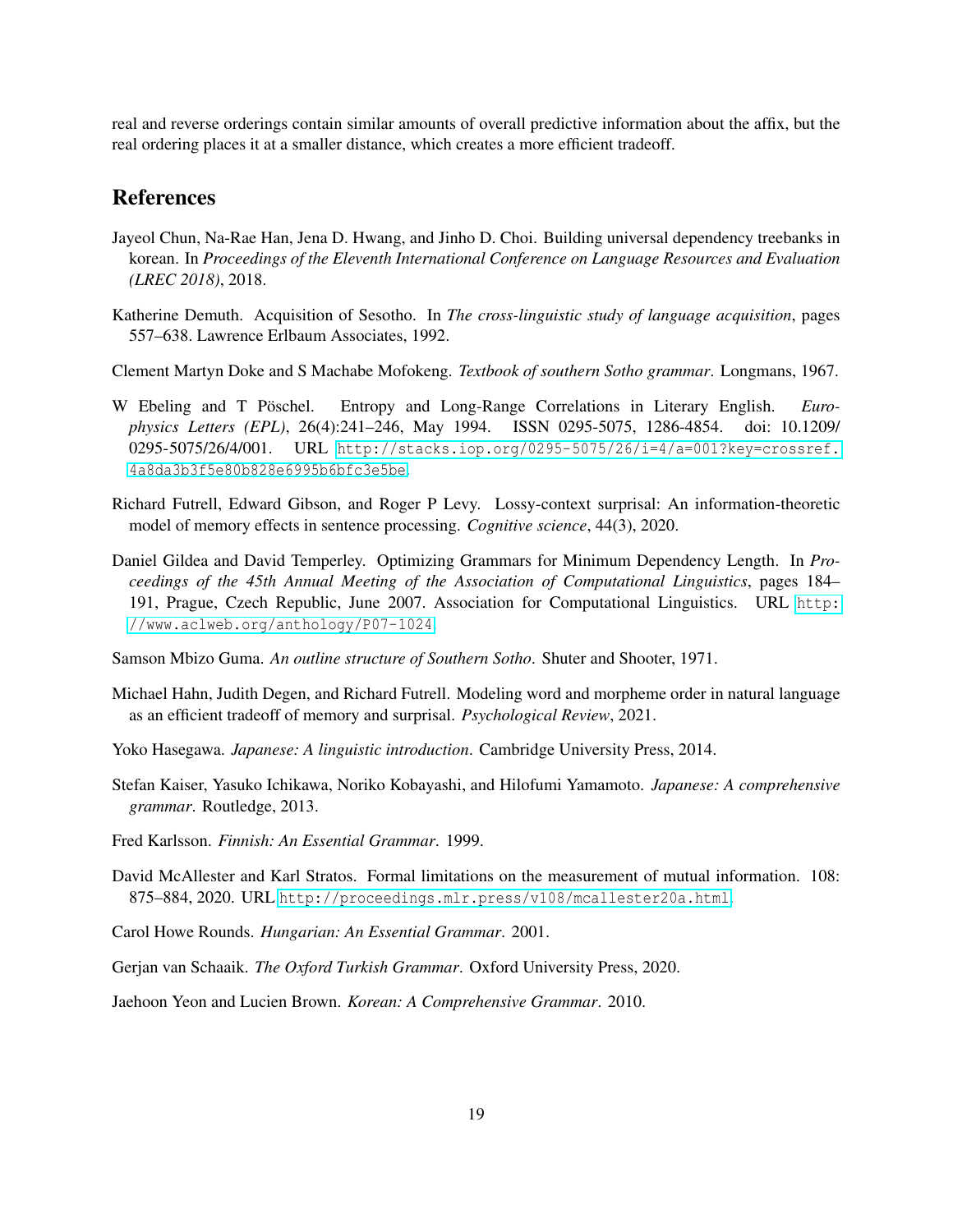real and reverse orderings contain similar amounts of overall predictive information about the affix, but the real ordering places it at a smaller distance, which creates a more efficient tradeoff.

## References

Jayeol Chun, Na-Rae Han, Jena D. Hwang, and Jinho D. Choi. Building universal dependency treebanks in korean. In *Proceedings of the Eleventh International Conference on Language Resources and Evaluation (LREC 2018)*, 2018.

Katherine Demuth. Acquisition of Sesotho. In *The cross-linguistic study of language acquisition*, pages 557–638. Lawrence Erlbaum Associates, 1992.

Clement Martyn Doke and S Machabe Mofokeng. *Textbook of southern Sotho grammar*. Longmans, 1967.

W Ebeling and T Pöschel. Entropy and Long-Range Correlations in Literary English. *Europhysics Letters (EPL)*, 26(4):241–246, May 1994. ISSN 0295-5075, 1286-4854. doi: 10.1209/0295-5075/26/4/001. URL http://stacks.iop.org/0295-5075/26/i=4/a=001?key=crossref.4a8da3b3f5e80b828e6995b6bfc3e5be.

Richard Futrell, Edward Gibson, and Roger P Levy. Lossy-context surprisal: An information-theoretic model of memory effects in sentence processing. *Cognitive science*, 44(3), 2020.

Daniel Gildea and David Temperley. Optimizing Grammars for Minimum Dependency Length. In *Proceedings of the 45th Annual Meeting of the Association of Computational Linguistics*, pages 184–191, Prague, Czech Republic, June 2007. Association for Computational Linguistics. URL http://www.aclweb.org/anthology/P07-1024.

Samson Mbizo Guma. *An outline structure of Southern Sotho*. Shuter and Shooter, 1971.

Michael Hahn, Judith Degen, and Richard Futrell. Modeling word and morpheme order in natural language as an efficient tradeoff of memory and surprisal. *Psychological Review*, 2021.

Yoko Hasegawa. *Japanese: A linguistic introduction*. Cambridge University Press, 2014.

Stefan Kaiser, Yasuko Ichikawa, Noriko Kobayashi, and Hilofumi Yamamoto. *Japanese: A comprehensive grammar*. Routledge, 2013.

Fred Karlsson. *Finnish: An Essential Grammar*. 1999.

David McAllester and Karl Stratos. Formal limitations on the measurement of mutual information. 108: 875–884, 2020. URL http://proceedings.mlr.press/v108/mcallester20a.html.

Carol Howe Rounds. *Hungarian: An Essential Grammar*. 2001.

Gerjan van Schaaik. *The Oxford Turkish Grammar*. Oxford University Press, 2020.

Jaehoon Yeon and Lucien Brown. *Korean: A Comprehensive Grammar*. 2010.